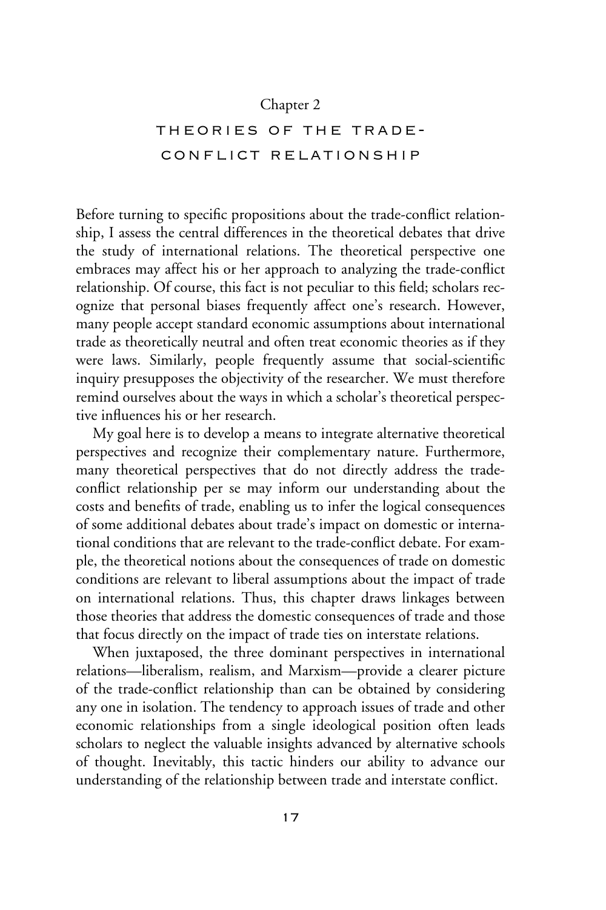Chapter 2

# THEORIES OF THE TRADE-CONFLICT RELATIONSHIP

Before turning to specific propositions about the trade-conflict relationship, I assess the central differences in the theoretical debates that drive the study of international relations. The theoretical perspective one embraces may affect his or her approach to analyzing the trade-conflict relationship. Of course, this fact is not peculiar to this field; scholars recognize that personal biases frequently affect one's research. However, many people accept standard economic assumptions about international trade as theoretically neutral and often treat economic theories as if they were laws. Similarly, people frequently assume that social-scientific inquiry presupposes the objectivity of the researcher. We must therefore remind ourselves about the ways in which a scholar's theoretical perspective influences his or her research.

My goal here is to develop a means to integrate alternative theoretical perspectives and recognize their complementary nature. Furthermore, many theoretical perspectives that do not directly address the trade-conflict relationship per se may inform our understanding about the costs and benefits of trade, enabling us to infer the logical consequences of some additional debates about trade's impact on domestic or international conditions that are relevant to the trade-conflict debate. For example, the theoretical notions about the consequences of trade on domestic conditions are relevant to liberal assumptions about the impact of trade on international relations. Thus, this chapter draws linkages between those theories that address the domestic consequences of trade and those that focus directly on the impact of trade ties on interstate relations.

When juxtaposed, the three dominant perspectives in international relations—liberalism, realism, and Marxism—provide a clearer picture of the trade-conflict relationship than can be obtained by considering any one in isolation. The tendency to approach issues of trade and other economic relationships from a single ideological position often leads scholars to neglect the valuable insights advanced by alternative schools of thought. Inevitably, this tactic hinders our ability to advance our understanding of the relationship between trade and interstate conflict.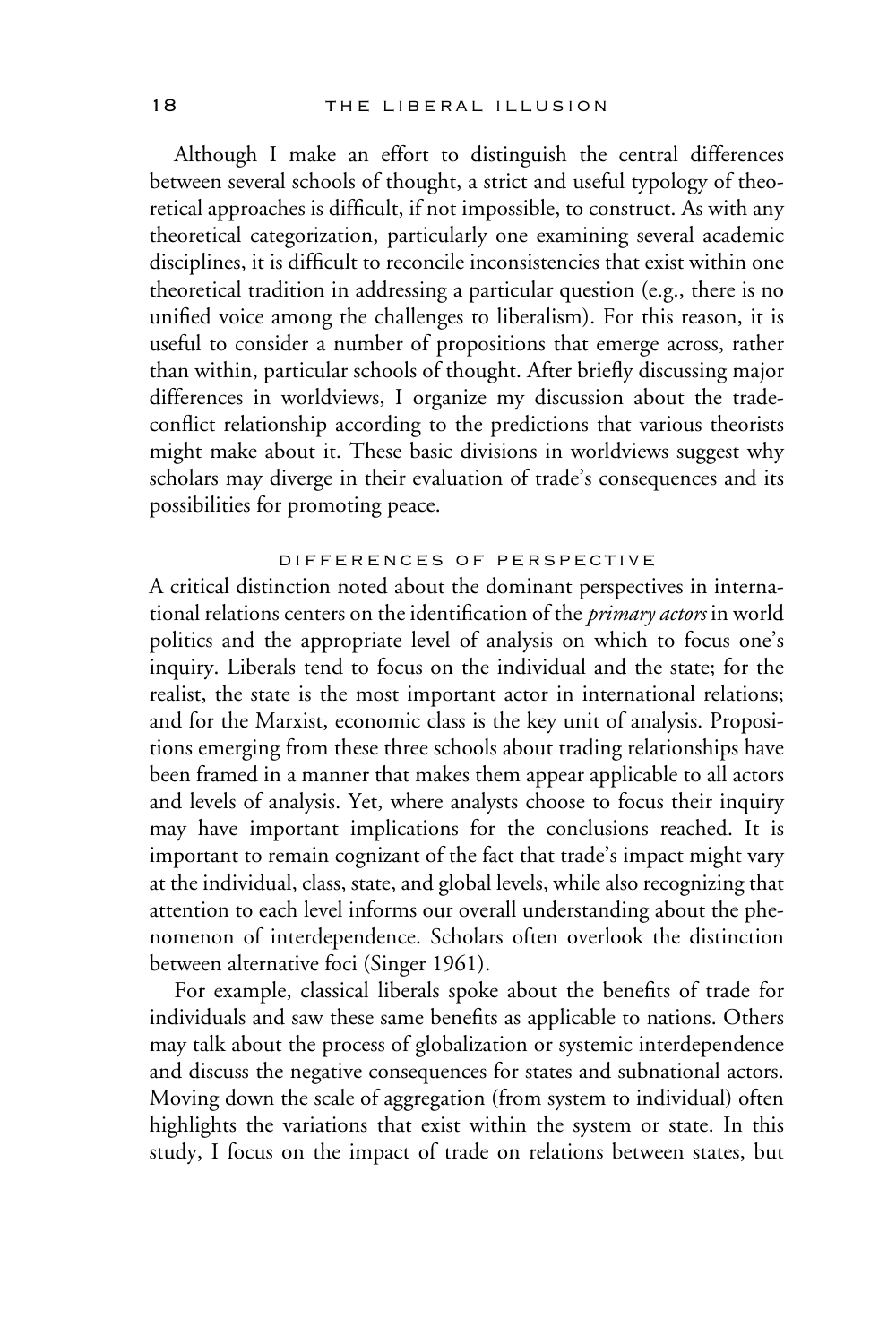Although I make an effort to distinguish the central differences between several schools of thought, a strict and useful typology of theoretical approaches is difficult, if not impossible, to construct. As with any theoretical categorization, particularly one examining several academic disciplines, it is difficult to reconcile inconsistencies that exist within one theoretical tradition in addressing a particular question (e.g., there is no unified voice among the challenges to liberalism). For this reason, it is useful to consider a number of propositions that emerge across, rather than within, particular schools of thought. After briefly discussing major differences in worldviews, I organize my discussion about the trade-conflict relationship according to the predictions that various theorists might make about it. These basic divisions in worldviews suggest why scholars may diverge in their evaluation of trade's consequences and its possibilities for promoting peace.

## DIFFERENCES OF PERSPECTIVE

A critical distinction noted about the dominant perspectives in international relations centers on the identification of the *primary actors* in world politics and the appropriate level of analysis on which to focus one's inquiry. Liberals tend to focus on the individual and the state; for the realist, the state is the most important actor in international relations; and for the Marxist, economic class is the key unit of analysis. Propositions emerging from these three schools about trading relationships have been framed in a manner that makes them appear applicable to all actors and levels of analysis. Yet, where analysts choose to focus their inquiry may have important implications for the conclusions reached. It is important to remain cognizant of the fact that trade's impact might vary at the individual, class, state, and global levels, while also recognizing that attention to each level informs our overall understanding about the phenomenon of interdependence. Scholars often overlook the distinction between alternative foci (Singer 1961).

For example, classical liberals spoke about the benefits of trade for individuals and saw these same benefits as applicable to nations. Others may talk about the process of globalization or systemic interdependence and discuss the negative consequences for states and subnational actors. Moving down the scale of aggregation (from system to individual) often highlights the variations that exist within the system or state. In this study, I focus on the impact of trade on relations between states, but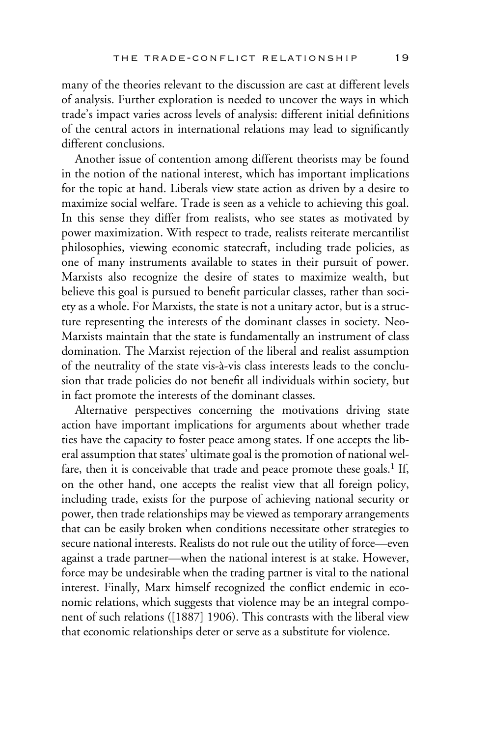many of the theories relevant to the discussion are cast at different levels of analysis. Further exploration is needed to uncover the ways in which trade's impact varies across levels of analysis: different initial definitions of the central actors in international relations may lead to significantly different conclusions.

Another issue of contention among different theorists may be found in the notion of the national interest, which has important implications for the topic at hand. Liberals view state action as driven by a desire to maximize social welfare. Trade is seen as a vehicle to achieving this goal. In this sense they differ from realists, who see states as motivated by power maximization. With respect to trade, realists reiterate mercantilist philosophies, viewing economic statecraft, including trade policies, as one of many instruments available to states in their pursuit of power. Marxists also recognize the desire of states to maximize wealth, but believe this goal is pursued to benefit particular classes, rather than society as a whole. For Marxists, the state is not a unitary actor, but is a structure representing the interests of the dominant classes in society. Neo-Marxists maintain that the state is fundamentally an instrument of class domination. The Marxist rejection of the liberal and realist assumption of the neutrality of the state vis-à-vis class interests leads to the conclusion that trade policies do not benefit all individuals within society, but in fact promote the interests of the dominant classes.

Alternative perspectives concerning the motivations driving state action have important implications for arguments about whether trade ties have the capacity to foster peace among states. If one accepts the liberal assumption that states' ultimate goal is the promotion of national welfare, then it is conceivable that trade and peace promote these goals.[1] If, on the other hand, one accepts the realist view that all foreign policy, including trade, exists for the purpose of achieving national security or power, then trade relationships may be viewed as temporary arrangements that can be easily broken when conditions necessitate other strategies to secure national interests. Realists do not rule out the utility of force—even against a trade partner—when the national interest is at stake. However, force may be undesirable when the trading partner is vital to the national interest. Finally, Marx himself recognized the conflict endemic in economic relations, which suggests that violence may be an integral component of such relations ([1887] 1906). This contrasts with the liberal view that economic relationships deter or serve as a substitute for violence.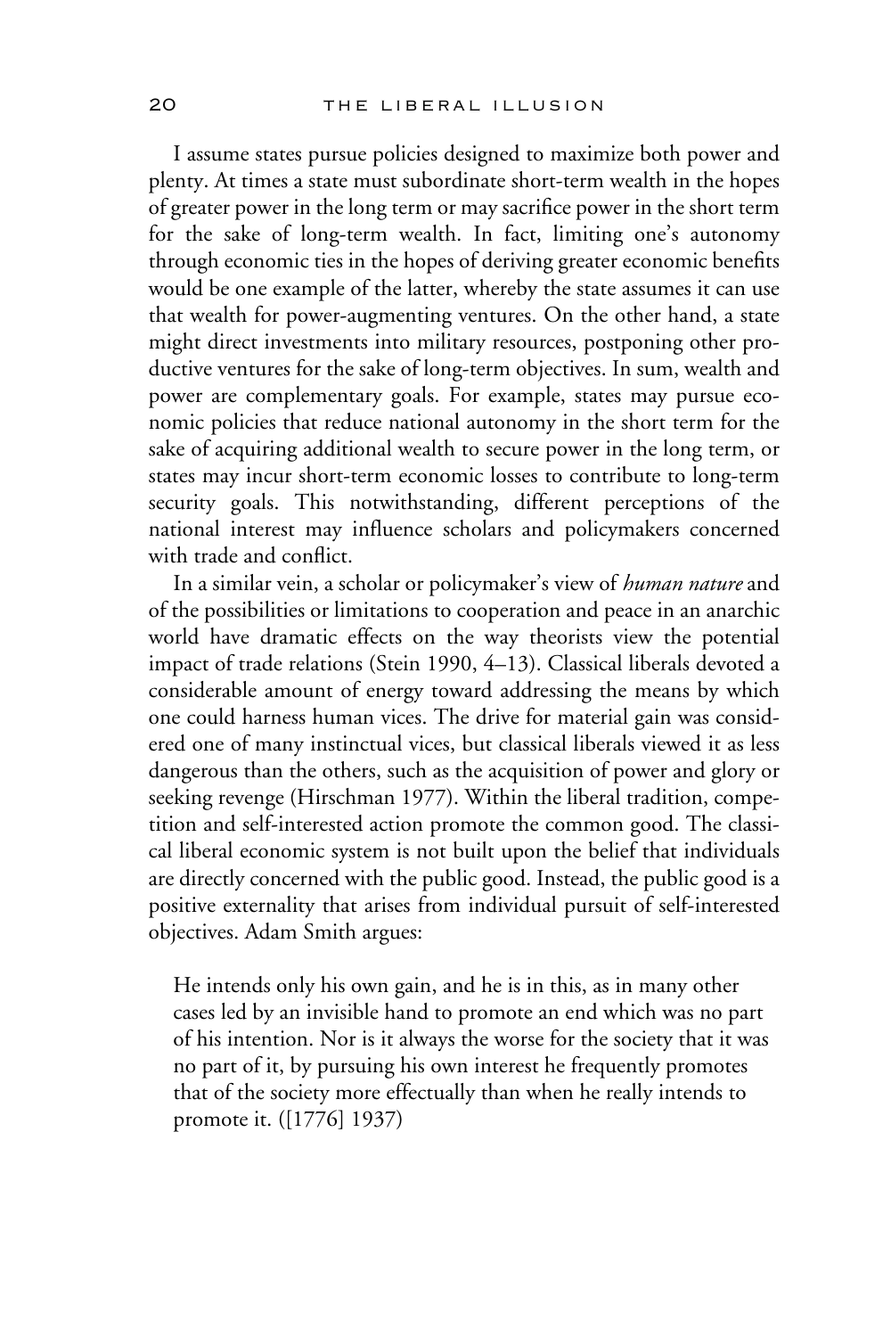I assume states pursue policies designed to maximize both power and plenty. At times a state must subordinate short-term wealth in the hopes of greater power in the long term or may sacrifice power in the short term for the sake of long-term wealth. In fact, limiting one's autonomy through economic ties in the hopes of deriving greater economic benefits would be one example of the latter, whereby the state assumes it can use that wealth for power-augmenting ventures. On the other hand, a state might direct investments into military resources, postponing other productive ventures for the sake of long-term objectives. In sum, wealth and power are complementary goals. For example, states may pursue economic policies that reduce national autonomy in the short term for the sake of acquiring additional wealth to secure power in the long term, or states may incur short-term economic losses to contribute to long-term security goals. This notwithstanding, different perceptions of the national interest may influence scholars and policymakers concerned with trade and conflict.

In a similar vein, a scholar or policymaker's view of *human nature* and of the possibilities or limitations to cooperation and peace in an anarchic world have dramatic effects on the way theorists view the potential impact of trade relations (Stein 1990, 4–13). Classical liberals devoted a considerable amount of energy toward addressing the means by which one could harness human vices. The drive for material gain was considered one of many instinctual vices, but classical liberals viewed it as less dangerous than the others, such as the acquisition of power and glory or seeking revenge (Hirschman 1977). Within the liberal tradition, competition and self-interested action promote the common good. The classical liberal economic system is not built upon the belief that individuals are directly concerned with the public good. Instead, the public good is a positive externality that arises from individual pursuit of self-interested objectives. Adam Smith argues:

> He intends only his own gain, and he is in this, as in many other cases led by an invisible hand to promote an end which was no part of his intention. Nor is it always the worse for the society that it was no part of it, by pursuing his own interest he frequently promotes that of the society more effectually than when he really intends to promote it. ([1776] 1937)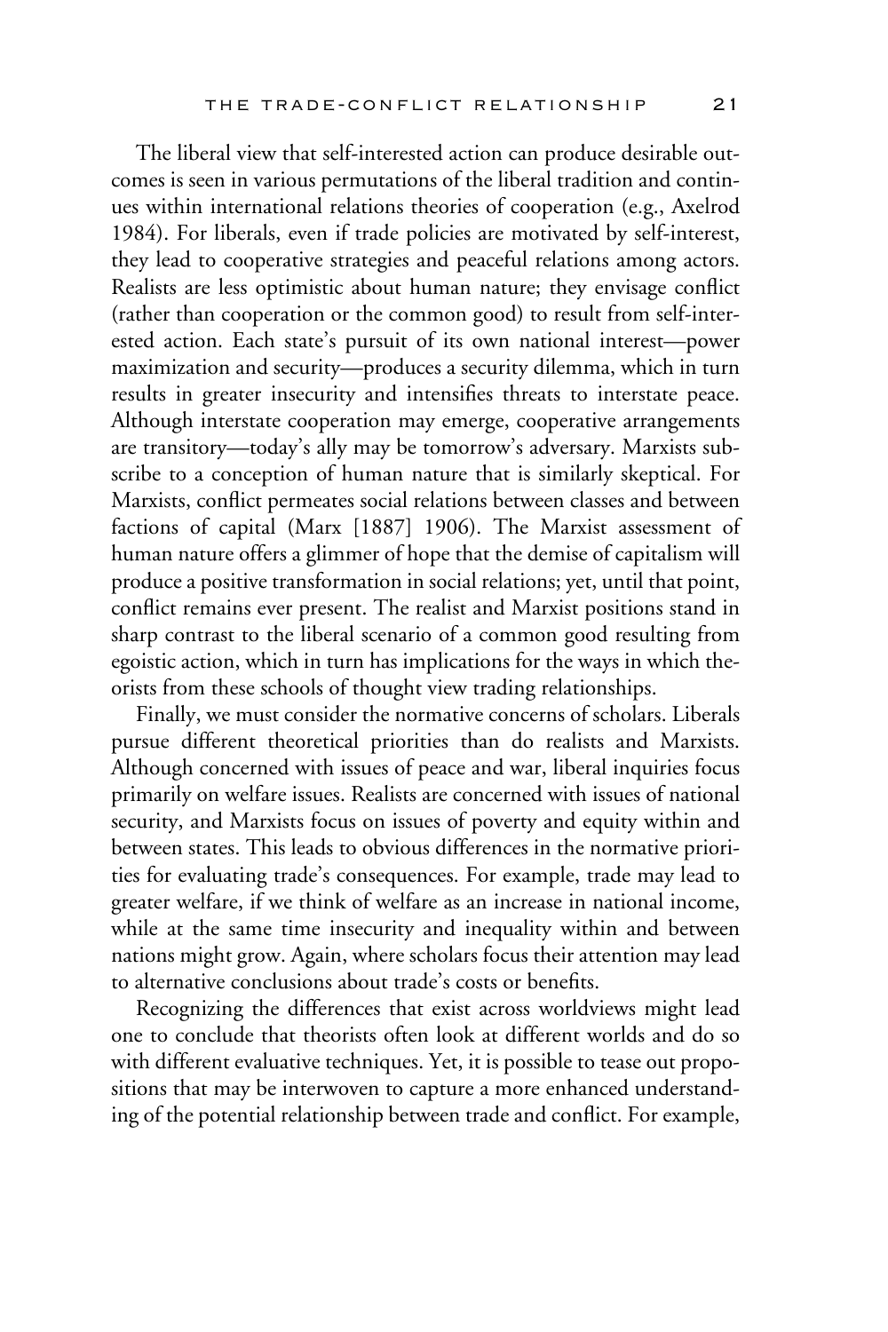The liberal view that self-interested action can produce desirable outcomes is seen in various permutations of the liberal tradition and continues within international relations theories of cooperation (e.g., Axelrod 1984). For liberals, even if trade policies are motivated by self-interest, they lead to cooperative strategies and peaceful relations among actors. Realists are less optimistic about human nature; they envisage conflict (rather than cooperation or the common good) to result from self-interested action. Each state's pursuit of its own national interest—power maximization and security—produces a security dilemma, which in turn results in greater insecurity and intensifies threats to interstate peace. Although interstate cooperation may emerge, cooperative arrangements are transitory—today's ally may be tomorrow's adversary. Marxists subscribe to a conception of human nature that is similarly skeptical. For Marxists, conflict permeates social relations between classes and between factions of capital (Marx [1887] 1906). The Marxist assessment of human nature offers a glimmer of hope that the demise of capitalism will produce a positive transformation in social relations; yet, until that point, conflict remains ever present. The realist and Marxist positions stand in sharp contrast to the liberal scenario of a common good resulting from egoistic action, which in turn has implications for the ways in which theorists from these schools of thought view trading relationships.

Finally, we must consider the normative concerns of scholars. Liberals pursue different theoretical priorities than do realists and Marxists. Although concerned with issues of peace and war, liberal inquiries focus primarily on welfare issues. Realists are concerned with issues of national security, and Marxists focus on issues of poverty and equity within and between states. This leads to obvious differences in the normative priorities for evaluating trade's consequences. For example, trade may lead to greater welfare, if we think of welfare as an increase in national income, while at the same time insecurity and inequality within and between nations might grow. Again, where scholars focus their attention may lead to alternative conclusions about trade's costs or benefits.

Recognizing the differences that exist across worldviews might lead one to conclude that theorists often look at different worlds and do so with different evaluative techniques. Yet, it is possible to tease out propositions that may be interwoven to capture a more enhanced understanding of the potential relationship between trade and conflict. For example,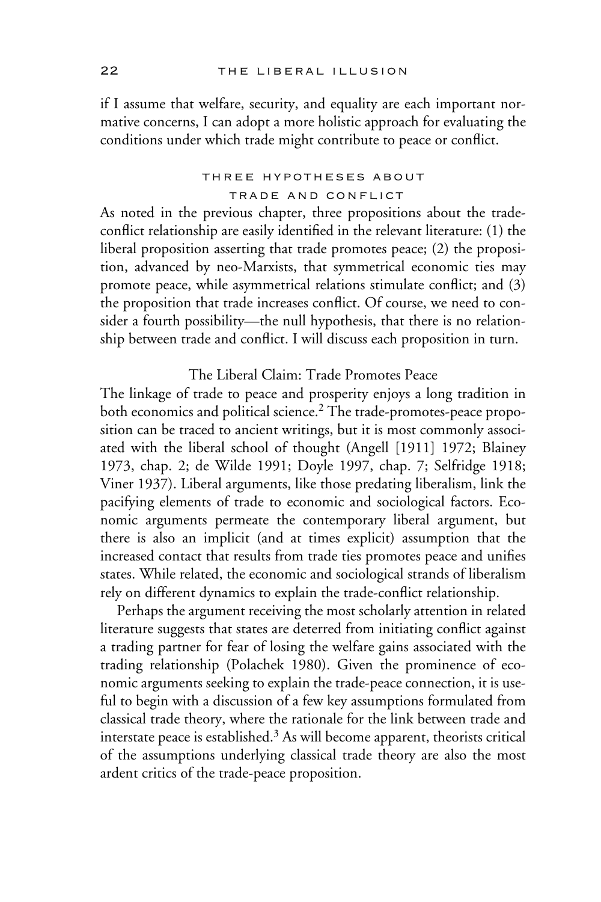if I assume that welfare, security, and equality are each important normative concerns, I can adopt a more holistic approach for evaluating the conditions under which trade might contribute to peace or conflict.

## THREE HYPOTHESES ABOUT TRADE AND CONFLICT

As noted in the previous chapter, three propositions about the trade-conflict relationship are easily identified in the relevant literature: (1) the liberal proposition asserting that trade promotes peace; (2) the proposition, advanced by neo-Marxists, that symmetrical economic ties may promote peace, while asymmetrical relations stimulate conflict; and (3) the proposition that trade increases conflict. Of course, we need to consider a fourth possibility—the null hypothesis, that there is no relationship between trade and conflict. I will discuss each proposition in turn.

### The Liberal Claim: Trade Promotes Peace

The linkage of trade to peace and prosperity enjoys a long tradition in both economics and political science.[2] The trade-promotes-peace proposition can be traced to ancient writings, but it is most commonly associated with the liberal school of thought (Angell [1911] 1972; Blainey 1973, chap. 2; de Wilde 1991; Doyle 1997, chap. 7; Selfridge 1918; Viner 1937). Liberal arguments, like those predating liberalism, link the pacifying elements of trade to economic and sociological factors. Economic arguments permeate the contemporary liberal argument, but there is also an implicit (and at times explicit) assumption that the increased contact that results from trade ties promotes peace and unifies states. While related, the economic and sociological strands of liberalism rely on different dynamics to explain the trade-conflict relationship.

Perhaps the argument receiving the most scholarly attention in related literature suggests that states are deterred from initiating conflict against a trading partner for fear of losing the welfare gains associated with the trading relationship (Polachek 1980). Given the prominence of economic arguments seeking to explain the trade-peace connection, it is useful to begin with a discussion of a few key assumptions formulated from classical trade theory, where the rationale for the link between trade and interstate peace is established.[3] As will become apparent, theorists critical of the assumptions underlying classical trade theory are also the most ardent critics of the trade-peace proposition.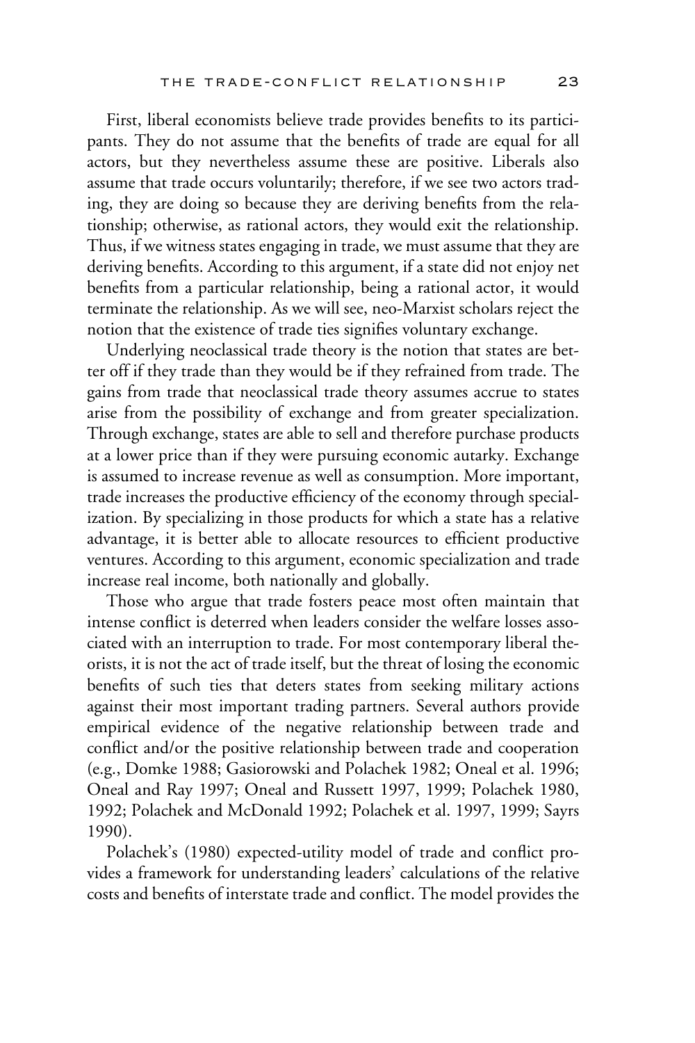First, liberal economists believe trade provides benefits to its participants. They do not assume that the benefits of trade are equal for all actors, but they nevertheless assume these are positive. Liberals also assume that trade occurs voluntarily; therefore, if we see two actors trading, they are doing so because they are deriving benefits from the relationship; otherwise, as rational actors, they would exit the relationship. Thus, if we witness states engaging in trade, we must assume that they are deriving benefits. According to this argument, if a state did not enjoy net benefits from a particular relationship, being a rational actor, it would terminate the relationship. As we will see, neo-Marxist scholars reject the notion that the existence of trade ties signifies voluntary exchange.

Underlying neoclassical trade theory is the notion that states are better off if they trade than they would be if they refrained from trade. The gains from trade that neoclassical trade theory assumes accrue to states arise from the possibility of exchange and from greater specialization. Through exchange, states are able to sell and therefore purchase products at a lower price than if they were pursuing economic autarky. Exchange is assumed to increase revenue as well as consumption. More important, trade increases the productive efficiency of the economy through specialization. By specializing in those products for which a state has a relative advantage, it is better able to allocate resources to efficient productive ventures. According to this argument, economic specialization and trade increase real income, both nationally and globally.

Those who argue that trade fosters peace most often maintain that intense conflict is deterred when leaders consider the welfare losses associated with an interruption to trade. For most contemporary liberal theorists, it is not the act of trade itself, but the threat of losing the economic benefits of such ties that deters states from seeking military actions against their most important trading partners. Several authors provide empirical evidence of the negative relationship between trade and conflict and/or the positive relationship between trade and cooperation (e.g., Domke 1988; Gasiorowski and Polachek 1982; Oneal et al. 1996; Oneal and Ray 1997; Oneal and Russett 1997, 1999; Polachek 1980, 1992; Polachek and McDonald 1992; Polachek et al. 1997, 1999; Sayrs 1990).

Polachek's (1980) expected-utility model of trade and conflict provides a framework for understanding leaders' calculations of the relative costs and benefits of interstate trade and conflict. The model provides the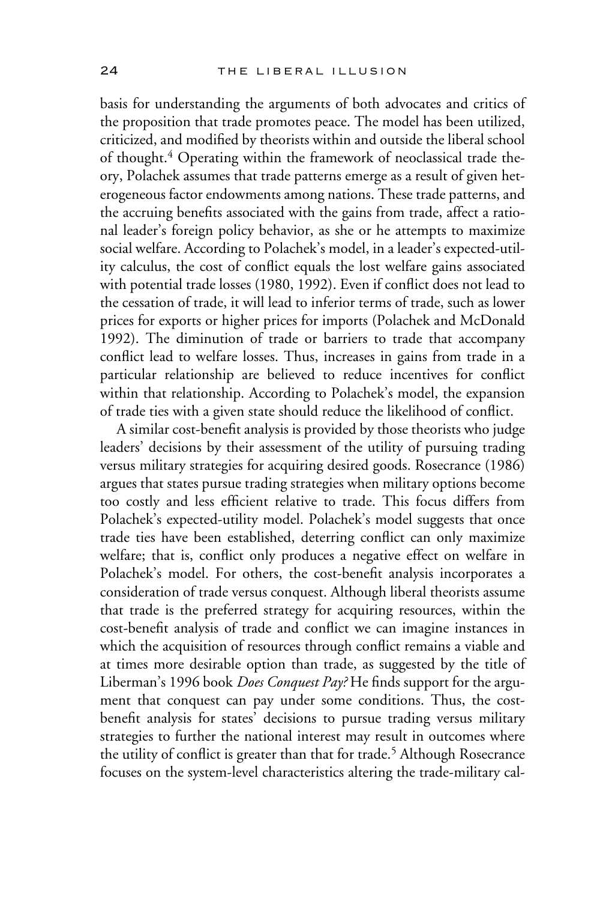basis for understanding the arguments of both advocates and critics of the proposition that trade promotes peace. The model has been utilized, criticized, and modified by theorists within and outside the liberal school of thought.[4] Operating within the framework of neoclassical trade theory, Polachek assumes that trade patterns emerge as a result of given heterogeneous factor endowments among nations. These trade patterns, and the accruing benefits associated with the gains from trade, affect a rational leader's foreign policy behavior, as she or he attempts to maximize social welfare. According to Polachek's model, in a leader's expected-utility calculus, the cost of conflict equals the lost welfare gains associated with potential trade losses (1980, 1992). Even if conflict does not lead to the cessation of trade, it will lead to inferior terms of trade, such as lower prices for exports or higher prices for imports (Polachek and McDonald 1992). The diminution of trade or barriers to trade that accompany conflict lead to welfare losses. Thus, increases in gains from trade in a particular relationship are believed to reduce incentives for conflict within that relationship. According to Polachek's model, the expansion of trade ties with a given state should reduce the likelihood of conflict.

A similar cost-benefit analysis is provided by those theorists who judge leaders' decisions by their assessment of the utility of pursuing trading versus military strategies for acquiring desired goods. Rosecrance (1986) argues that states pursue trading strategies when military options become too costly and less efficient relative to trade. This focus differs from Polachek's expected-utility model. Polachek's model suggests that once trade ties have been established, deterring conflict can only maximize welfare; that is, conflict only produces a negative effect on welfare in Polachek's model. For others, the cost-benefit analysis incorporates a consideration of trade versus conquest. Although liberal theorists assume that trade is the preferred strategy for acquiring resources, within the cost-benefit analysis of trade and conflict we can imagine instances in which the acquisition of resources through conflict remains a viable and at times more desirable option than trade, as suggested by the title of Liberman's 1996 book *Does Conquest Pay?* He finds support for the argument that conquest can pay under some conditions. Thus, the cost-benefit analysis for states' decisions to pursue trading versus military strategies to further the national interest may result in outcomes where the utility of conflict is greater than that for trade.[5] Although Rosecrance focuses on the system-level characteristics altering the trade-military cal-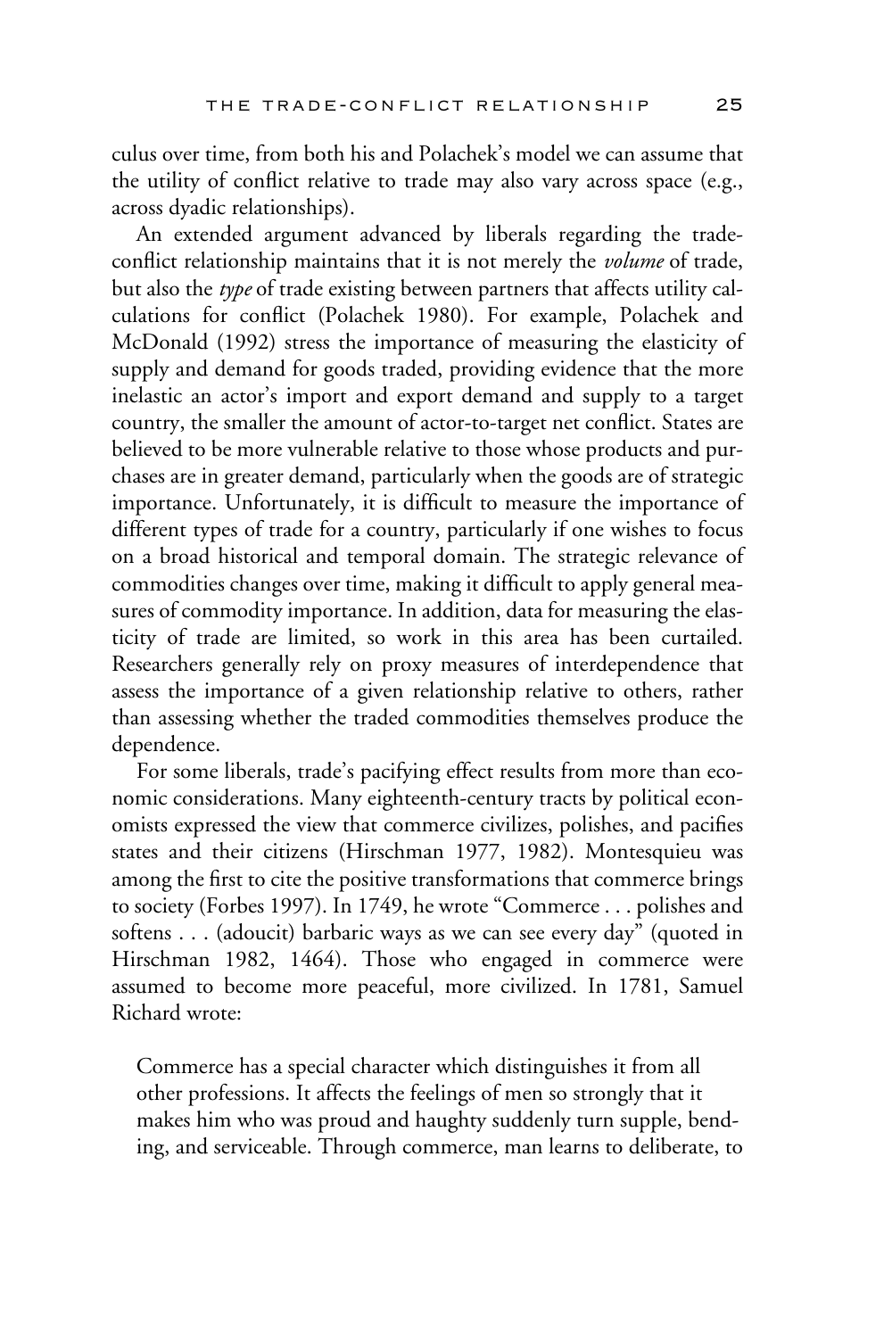culus over time, from both his and Polachek's model we can assume that the utility of conflict relative to trade may also vary across space (e.g., across dyadic relationships).

An extended argument advanced by liberals regarding the trade-conflict relationship maintains that it is not merely the *volume* of trade, but also the *type* of trade existing between partners that affects utility calculations for conflict (Polachek 1980). For example, Polachek and McDonald (1992) stress the importance of measuring the elasticity of supply and demand for goods traded, providing evidence that the more inelastic an actor's import and export demand and supply to a target country, the smaller the amount of actor-to-target net conflict. States are believed to be more vulnerable relative to those whose products and purchases are in greater demand, particularly when the goods are of strategic importance. Unfortunately, it is difficult to measure the importance of different types of trade for a country, particularly if one wishes to focus on a broad historical and temporal domain. The strategic relevance of commodities changes over time, making it difficult to apply general measures of commodity importance. In addition, data for measuring the elasticity of trade are limited, so work in this area has been curtailed. Researchers generally rely on proxy measures of interdependence that assess the importance of a given relationship relative to others, rather than assessing whether the traded commodities themselves produce the dependence.

For some liberals, trade's pacifying effect results from more than economic considerations. Many eighteenth-century tracts by political economists expressed the view that commerce civilizes, polishes, and pacifies states and their citizens (Hirschman 1977, 1982). Montesquieu was among the first to cite the positive transformations that commerce brings to society (Forbes 1997). In 1749, he wrote "Commerce . . . polishes and softens . . . (adoucit) barbaric ways as we can see every day" (quoted in Hirschman 1982, 1464). Those who engaged in commerce were assumed to become more peaceful, more civilized. In 1781, Samuel Richard wrote:

> Commerce has a special character which distinguishes it from all other professions. It affects the feelings of men so strongly that it makes him who was proud and haughty suddenly turn supple, bending, and serviceable. Through commerce, man learns to deliberate, to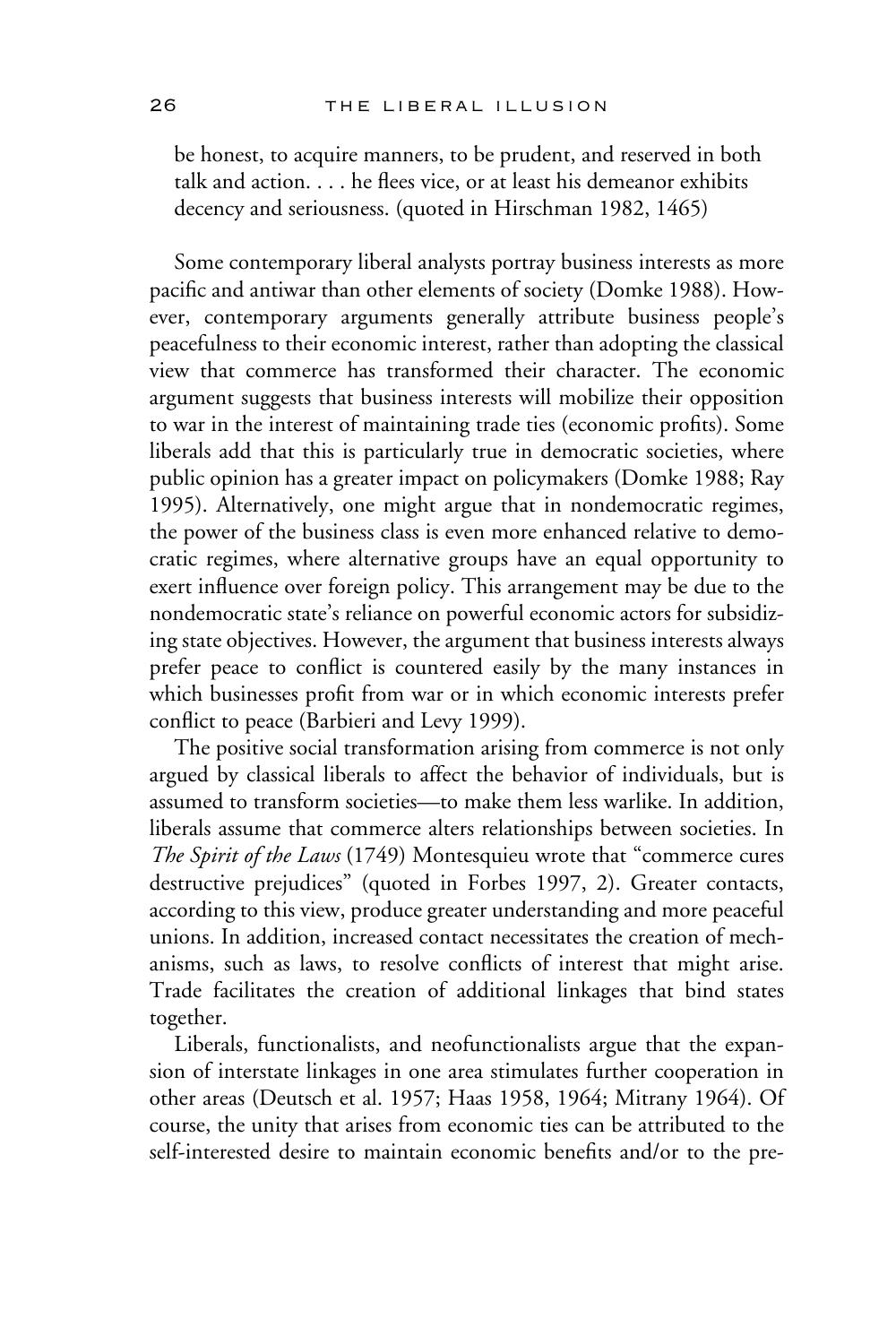> be honest, to acquire manners, to be prudent, and reserved in both talk and action. . . . he flees vice, or at least his demeanor exhibits decency and seriousness. (quoted in Hirschman 1982, 1465)

Some contemporary liberal analysts portray business interests as more pacific and antiwar than other elements of society (Domke 1988). However, contemporary arguments generally attribute business people's peacefulness to their economic interest, rather than adopting the classical view that commerce has transformed their character. The economic argument suggests that business interests will mobilize their opposition to war in the interest of maintaining trade ties (economic profits). Some liberals add that this is particularly true in democratic societies, where public opinion has a greater impact on policymakers (Domke 1988; Ray 1995). Alternatively, one might argue that in nondemocratic regimes, the power of the business class is even more enhanced relative to democratic regimes, where alternative groups have an equal opportunity to exert influence over foreign policy. This arrangement may be due to the nondemocratic state's reliance on powerful economic actors for subsidizing state objectives. However, the argument that business interests always prefer peace to conflict is countered easily by the many instances in which businesses profit from war or in which economic interests prefer conflict to peace (Barbieri and Levy 1999).

The positive social transformation arising from commerce is not only argued by classical liberals to affect the behavior of individuals, but is assumed to transform societies—to make them less warlike. In addition, liberals assume that commerce alters relationships between societies. In *The Spirit of the Laws* (1749) Montesquieu wrote that "commerce cures destructive prejudices" (quoted in Forbes 1997, 2). Greater contacts, according to this view, produce greater understanding and more peaceful unions. In addition, increased contact necessitates the creation of mechanisms, such as laws, to resolve conflicts of interest that might arise. Trade facilitates the creation of additional linkages that bind states together.

Liberals, functionalists, and neofunctionalists argue that the expansion of interstate linkages in one area stimulates further cooperation in other areas (Deutsch et al. 1957; Haas 1958, 1964; Mitrany 1964). Of course, the unity that arises from economic ties can be attributed to the self-interested desire to maintain economic benefits and/or to the pre-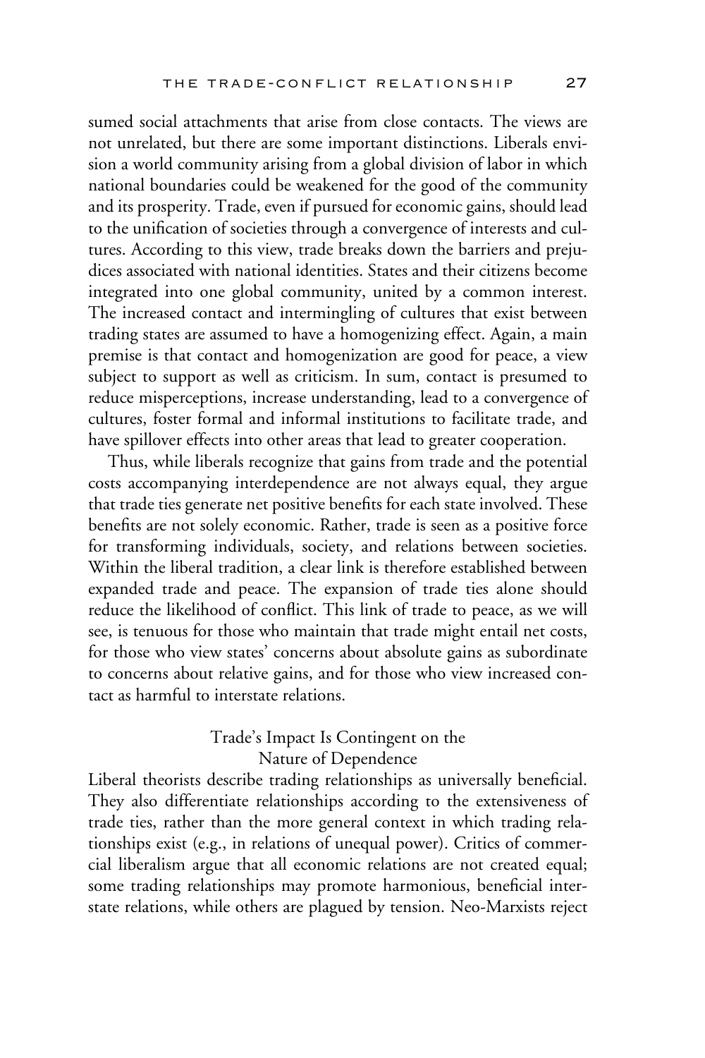sumed social attachments that arise from close contacts. The views are not unrelated, but there are some important distinctions. Liberals envision a world community arising from a global division of labor in which national boundaries could be weakened for the good of the community and its prosperity. Trade, even if pursued for economic gains, should lead to the unification of societies through a convergence of interests and cultures. According to this view, trade breaks down the barriers and prejudices associated with national identities. States and their citizens become integrated into one global community, united by a common interest. The increased contact and intermingling of cultures that exist between trading states are assumed to have a homogenizing effect. Again, a main premise is that contact and homogenization are good for peace, a view subject to support as well as criticism. In sum, contact is presumed to reduce misperceptions, increase understanding, lead to a convergence of cultures, foster formal and informal institutions to facilitate trade, and have spillover effects into other areas that lead to greater cooperation.

Thus, while liberals recognize that gains from trade and the potential costs accompanying interdependence are not always equal, they argue that trade ties generate net positive benefits for each state involved. These benefits are not solely economic. Rather, trade is seen as a positive force for transforming individuals, society, and relations between societies. Within the liberal tradition, a clear link is therefore established between expanded trade and peace. The expansion of trade ties alone should reduce the likelihood of conflict. This link of trade to peace, as we will see, is tenuous for those who maintain that trade might entail net costs, for those who view states' concerns about absolute gains as subordinate to concerns about relative gains, and for those who view increased contact as harmful to interstate relations.

## Trade's Impact Is Contingent on the Nature of Dependence

Liberal theorists describe trading relationships as universally beneficial. They also differentiate relationships according to the extensiveness of trade ties, rather than the more general context in which trading relationships exist (e.g., in relations of unequal power). Critics of commercial liberalism argue that all economic relations are not created equal; some trading relationships may promote harmonious, beneficial interstate relations, while others are plagued by tension. Neo-Marxists reject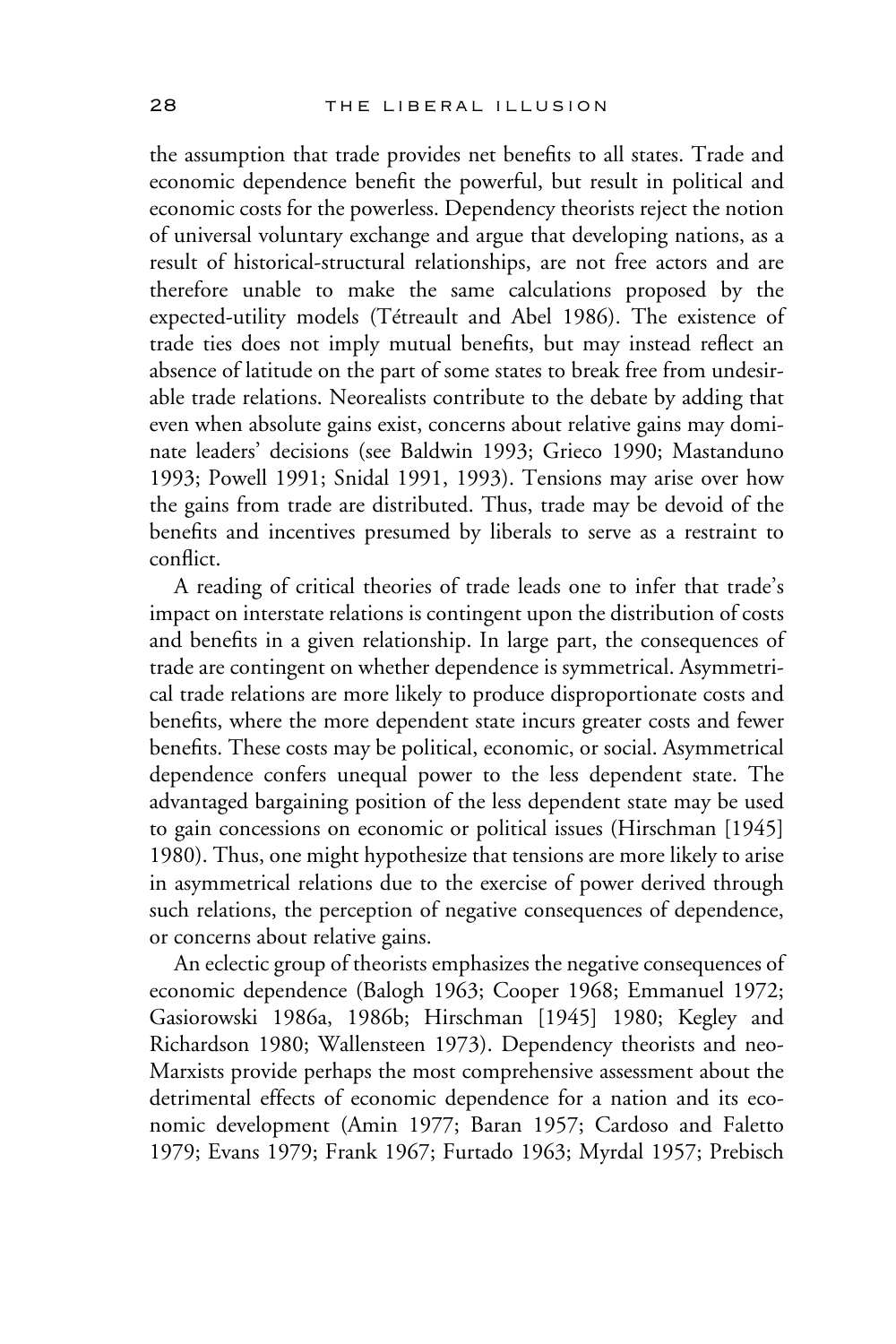the assumption that trade provides net benefits to all states. Trade and economic dependence benefit the powerful, but result in political and economic costs for the powerless. Dependency theorists reject the notion of universal voluntary exchange and argue that developing nations, as a result of historical-structural relationships, are not free actors and are therefore unable to make the same calculations proposed by the expected-utility models (Tétreault and Abel 1986). The existence of trade ties does not imply mutual benefits, but may instead reflect an absence of latitude on the part of some states to break free from undesirable trade relations. Neorealists contribute to the debate by adding that even when absolute gains exist, concerns about relative gains may dominate leaders' decisions (see Baldwin 1993; Grieco 1990; Mastanduno 1993; Powell 1991; Snidal 1991, 1993). Tensions may arise over how the gains from trade are distributed. Thus, trade may be devoid of the benefits and incentives presumed by liberals to serve as a restraint to conflict.

A reading of critical theories of trade leads one to infer that trade's impact on interstate relations is contingent upon the distribution of costs and benefits in a given relationship. In large part, the consequences of trade are contingent on whether dependence is symmetrical. Asymmetrical trade relations are more likely to produce disproportionate costs and benefits, where the more dependent state incurs greater costs and fewer benefits. These costs may be political, economic, or social. Asymmetrical dependence confers unequal power to the less dependent state. The advantaged bargaining position of the less dependent state may be used to gain concessions on economic or political issues (Hirschman [1945] 1980). Thus, one might hypothesize that tensions are more likely to arise in asymmetrical relations due to the exercise of power derived through such relations, the perception of negative consequences of dependence, or concerns about relative gains.

An eclectic group of theorists emphasizes the negative consequences of economic dependence (Balogh 1963; Cooper 1968; Emmanuel 1972; Gasiorowski 1986a, 1986b; Hirschman [1945] 1980; Kegley and Richardson 1980; Wallensteen 1973). Dependency theorists and neo-Marxists provide perhaps the most comprehensive assessment about the detrimental effects of economic dependence for a nation and its economic development (Amin 1977; Baran 1957; Cardoso and Faletto 1979; Evans 1979; Frank 1967; Furtado 1963; Myrdal 1957; Prebisch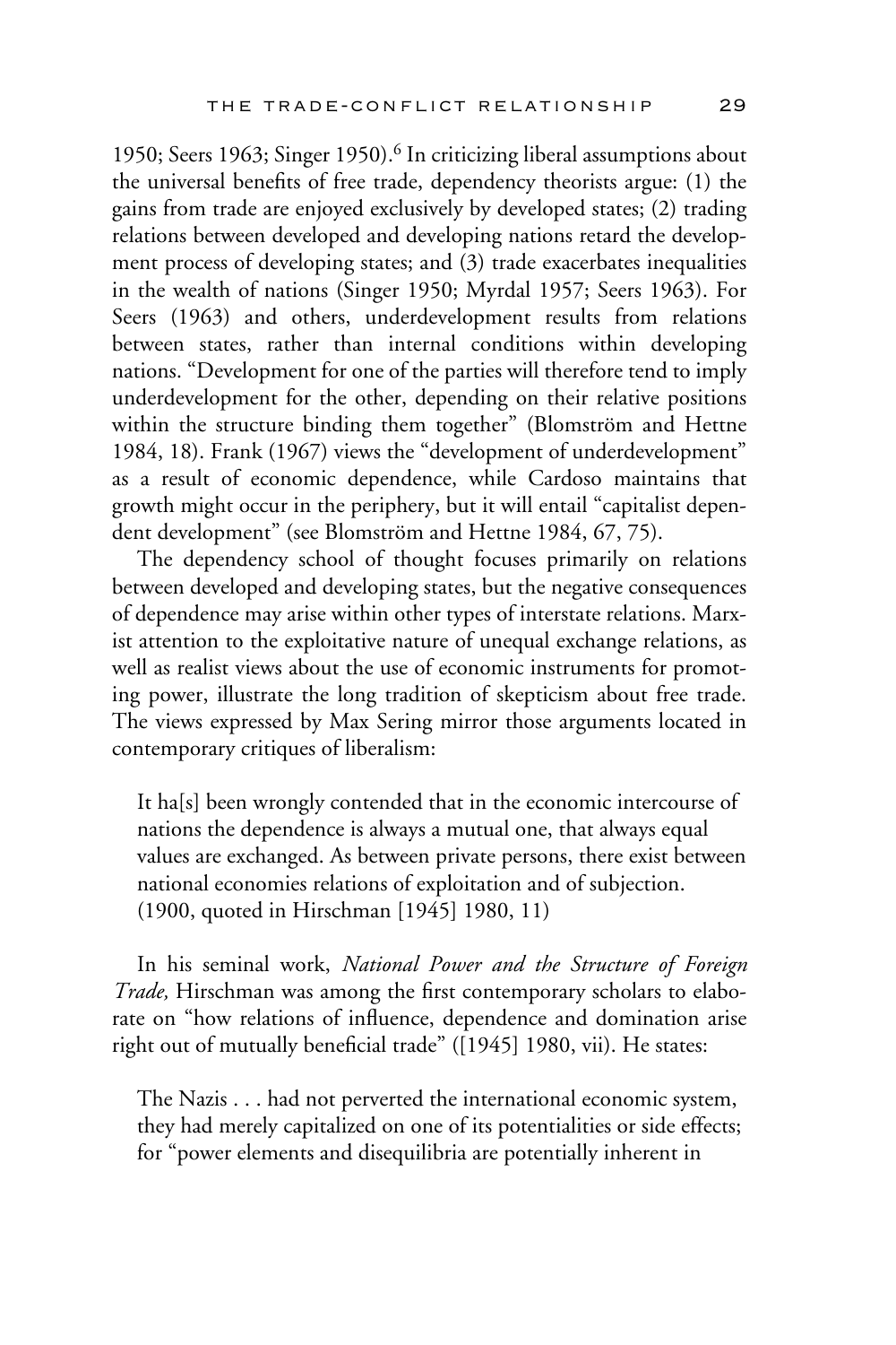1950; Seers 1963; Singer 1950).[6] In criticizing liberal assumptions about the universal benefits of free trade, dependency theorists argue: (1) the gains from trade are enjoyed exclusively by developed states; (2) trading relations between developed and developing nations retard the development process of developing states; and (3) trade exacerbates inequalities in the wealth of nations (Singer 1950; Myrdal 1957; Seers 1963). For Seers (1963) and others, underdevelopment results from relations between states, rather than internal conditions within developing nations. "Development for one of the parties will therefore tend to imply underdevelopment for the other, depending on their relative positions within the structure binding them together" (Blomström and Hettne 1984, 18). Frank (1967) views the "development of underdevelopment" as a result of economic dependence, while Cardoso maintains that growth might occur in the periphery, but it will entail "capitalist dependent development" (see Blomström and Hettne 1984, 67, 75).

The dependency school of thought focuses primarily on relations between developed and developing states, but the negative consequences of dependence may arise within other types of interstate relations. Marxist attention to the exploitative nature of unequal exchange relations, as well as realist views about the use of economic instruments for promoting power, illustrate the long tradition of skepticism about free trade. The views expressed by Max Sering mirror those arguments located in contemporary critiques of liberalism:

> It ha[s] been wrongly contended that in the economic intercourse of nations the dependence is always a mutual one, that always equal values are exchanged. As between private persons, there exist between national economies relations of exploitation and of subjection. (1900, quoted in Hirschman [1945] 1980, 11)

In his seminal work, *National Power and the Structure of Foreign Trade,* Hirschman was among the first contemporary scholars to elaborate on "how relations of influence, dependence and domination arise right out of mutually beneficial trade" ([1945] 1980, vii). He states:

> The Nazis . . . had not perverted the international economic system, they had merely capitalized on one of its potentialities or side effects; for "power elements and disequilibria are potentially inherent in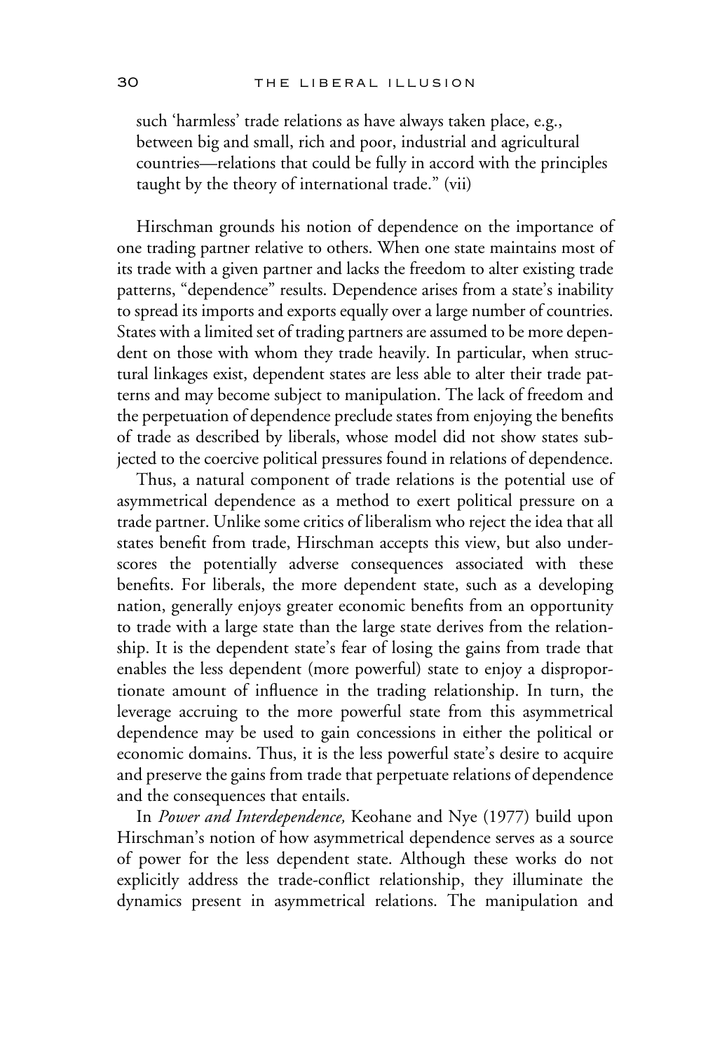such 'harmless' trade relations as have always taken place, e.g., between big and small, rich and poor, industrial and agricultural countries—relations that could be fully in accord with the principles taught by the theory of international trade." (vii)

Hirschman grounds his notion of dependence on the importance of one trading partner relative to others. When one state maintains most of its trade with a given partner and lacks the freedom to alter existing trade patterns, "dependence" results. Dependence arises from a state's inability to spread its imports and exports equally over a large number of countries. States with a limited set of trading partners are assumed to be more dependent on those with whom they trade heavily. In particular, when structural linkages exist, dependent states are less able to alter their trade patterns and may become subject to manipulation. The lack of freedom and the perpetuation of dependence preclude states from enjoying the benefits of trade as described by liberals, whose model did not show states subjected to the coercive political pressures found in relations of dependence.

Thus, a natural component of trade relations is the potential use of asymmetrical dependence as a method to exert political pressure on a trade partner. Unlike some critics of liberalism who reject the idea that all states benefit from trade, Hirschman accepts this view, but also underscores the potentially adverse consequences associated with these benefits. For liberals, the more dependent state, such as a developing nation, generally enjoys greater economic benefits from an opportunity to trade with a large state than the large state derives from the relationship. It is the dependent state's fear of losing the gains from trade that enables the less dependent (more powerful) state to enjoy a disproportionate amount of influence in the trading relationship. In turn, the leverage accruing to the more powerful state from this asymmetrical dependence may be used to gain concessions in either the political or economic domains. Thus, it is the less powerful state's desire to acquire and preserve the gains from trade that perpetuate relations of dependence and the consequences that entails.

In *Power and Interdependence,* Keohane and Nye (1977) build upon Hirschman's notion of how asymmetrical dependence serves as a source of power for the less dependent state. Although these works do not explicitly address the trade-conflict relationship, they illuminate the dynamics present in asymmetrical relations. The manipulation and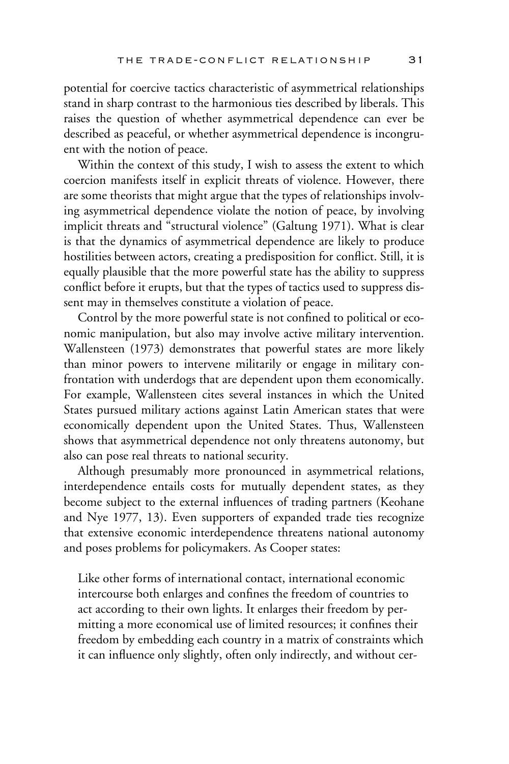potential for coercive tactics characteristic of asymmetrical relationships stand in sharp contrast to the harmonious ties described by liberals. This raises the question of whether asymmetrical dependence can ever be described as peaceful, or whether asymmetrical dependence is incongruent with the notion of peace.

Within the context of this study, I wish to assess the extent to which coercion manifests itself in explicit threats of violence. However, there are some theorists that might argue that the types of relationships involving asymmetrical dependence violate the notion of peace, by involving implicit threats and "structural violence" (Galtung 1971). What is clear is that the dynamics of asymmetrical dependence are likely to produce hostilities between actors, creating a predisposition for conflict. Still, it is equally plausible that the more powerful state has the ability to suppress conflict before it erupts, but that the types of tactics used to suppress dissent may in themselves constitute a violation of peace.

Control by the more powerful state is not confined to political or economic manipulation, but also may involve active military intervention. Wallensteen (1973) demonstrates that powerful states are more likely than minor powers to intervene militarily or engage in military confrontation with underdogs that are dependent upon them economically. For example, Wallensteen cites several instances in which the United States pursued military actions against Latin American states that were economically dependent upon the United States. Thus, Wallensteen shows that asymmetrical dependence not only threatens autonomy, but also can pose real threats to national security.

Although presumably more pronounced in asymmetrical relations, interdependence entails costs for mutually dependent states, as they become subject to the external influences of trading partners (Keohane and Nye 1977, 13). Even supporters of expanded trade ties recognize that extensive economic interdependence threatens national autonomy and poses problems for policymakers. As Cooper states:

> Like other forms of international contact, international economic intercourse both enlarges and confines the freedom of countries to act according to their own lights. It enlarges their freedom by permitting a more economical use of limited resources; it confines their freedom by embedding each country in a matrix of constraints which it can influence only slightly, often only indirectly, and without cer-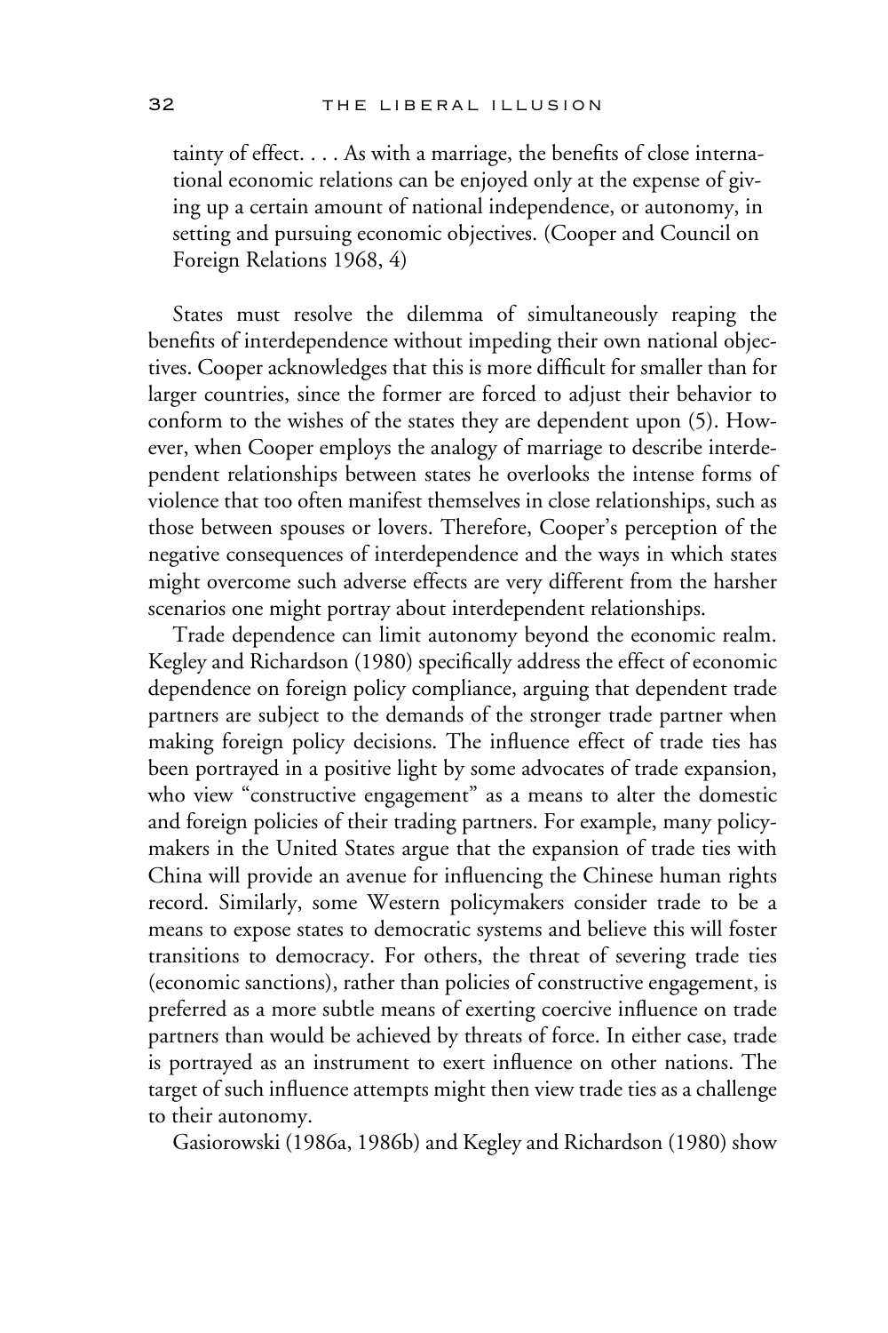> tainty of effect. . . . As with a marriage, the benefits of close international economic relations can be enjoyed only at the expense of giving up a certain amount of national independence, or autonomy, in setting and pursuing economic objectives. (Cooper and Council on Foreign Relations 1968, 4)

States must resolve the dilemma of simultaneously reaping the benefits of interdependence without impeding their own national objectives. Cooper acknowledges that this is more difficult for smaller than for larger countries, since the former are forced to adjust their behavior to conform to the wishes of the states they are dependent upon (5). However, when Cooper employs the analogy of marriage to describe interdependent relationships between states he overlooks the intense forms of violence that too often manifest themselves in close relationships, such as those between spouses or lovers. Therefore, Cooper's perception of the negative consequences of interdependence and the ways in which states might overcome such adverse effects are very different from the harsher scenarios one might portray about interdependent relationships.

Trade dependence can limit autonomy beyond the economic realm. Kegley and Richardson (1980) specifically address the effect of economic dependence on foreign policy compliance, arguing that dependent trade partners are subject to the demands of the stronger trade partner when making foreign policy decisions. The influence effect of trade ties has been portrayed in a positive light by some advocates of trade expansion, who view "constructive engagement" as a means to alter the domestic and foreign policies of their trading partners. For example, many policymakers in the United States argue that the expansion of trade ties with China will provide an avenue for influencing the Chinese human rights record. Similarly, some Western policymakers consider trade to be a means to expose states to democratic systems and believe this will foster transitions to democracy. For others, the threat of severing trade ties (economic sanctions), rather than policies of constructive engagement, is preferred as a more subtle means of exerting coercive influence on trade partners than would be achieved by threats of force. In either case, trade is portrayed as an instrument to exert influence on other nations. The target of such influence attempts might then view trade ties as a challenge to their autonomy.

Gasiorowski (1986a, 1986b) and Kegley and Richardson (1980) show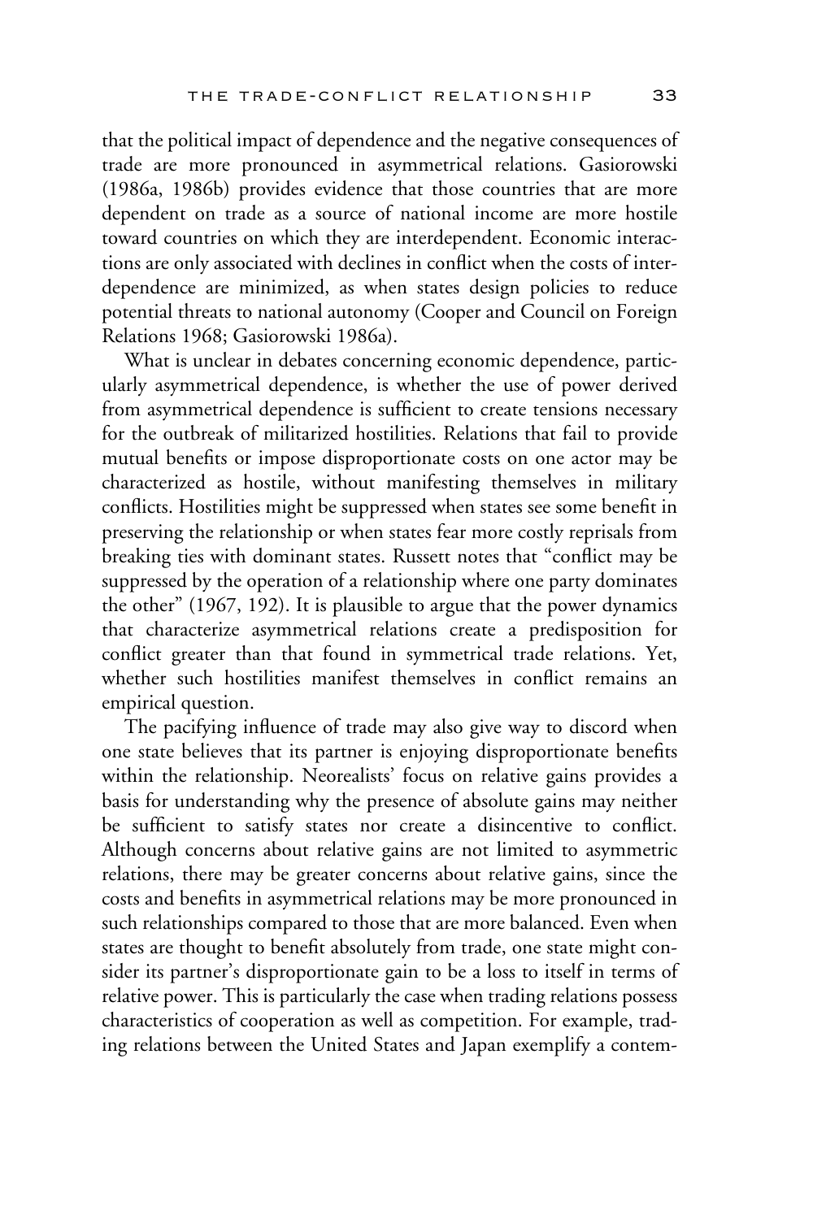that the political impact of dependence and the negative consequences of trade are more pronounced in asymmetrical relations. Gasiorowski (1986a, 1986b) provides evidence that those countries that are more dependent on trade as a source of national income are more hostile toward countries on which they are interdependent. Economic interactions are only associated with declines in conflict when the costs of interdependence are minimized, as when states design policies to reduce potential threats to national autonomy (Cooper and Council on Foreign Relations 1968; Gasiorowski 1986a).

What is unclear in debates concerning economic dependence, particularly asymmetrical dependence, is whether the use of power derived from asymmetrical dependence is sufficient to create tensions necessary for the outbreak of militarized hostilities. Relations that fail to provide mutual benefits or impose disproportionate costs on one actor may be characterized as hostile, without manifesting themselves in military conflicts. Hostilities might be suppressed when states see some benefit in preserving the relationship or when states fear more costly reprisals from breaking ties with dominant states. Russett notes that "conflict may be suppressed by the operation of a relationship where one party dominates the other" (1967, 192). It is plausible to argue that the power dynamics that characterize asymmetrical relations create a predisposition for conflict greater than that found in symmetrical trade relations. Yet, whether such hostilities manifest themselves in conflict remains an empirical question.

The pacifying influence of trade may also give way to discord when one state believes that its partner is enjoying disproportionate benefits within the relationship. Neorealists' focus on relative gains provides a basis for understanding why the presence of absolute gains may neither be sufficient to satisfy states nor create a disincentive to conflict. Although concerns about relative gains are not limited to asymmetric relations, there may be greater concerns about relative gains, since the costs and benefits in asymmetrical relations may be more pronounced in such relationships compared to those that are more balanced. Even when states are thought to benefit absolutely from trade, one state might consider its partner's disproportionate gain to be a loss to itself in terms of relative power. This is particularly the case when trading relations possess characteristics of cooperation as well as competition. For example, trading relations between the United States and Japan exemplify a contem-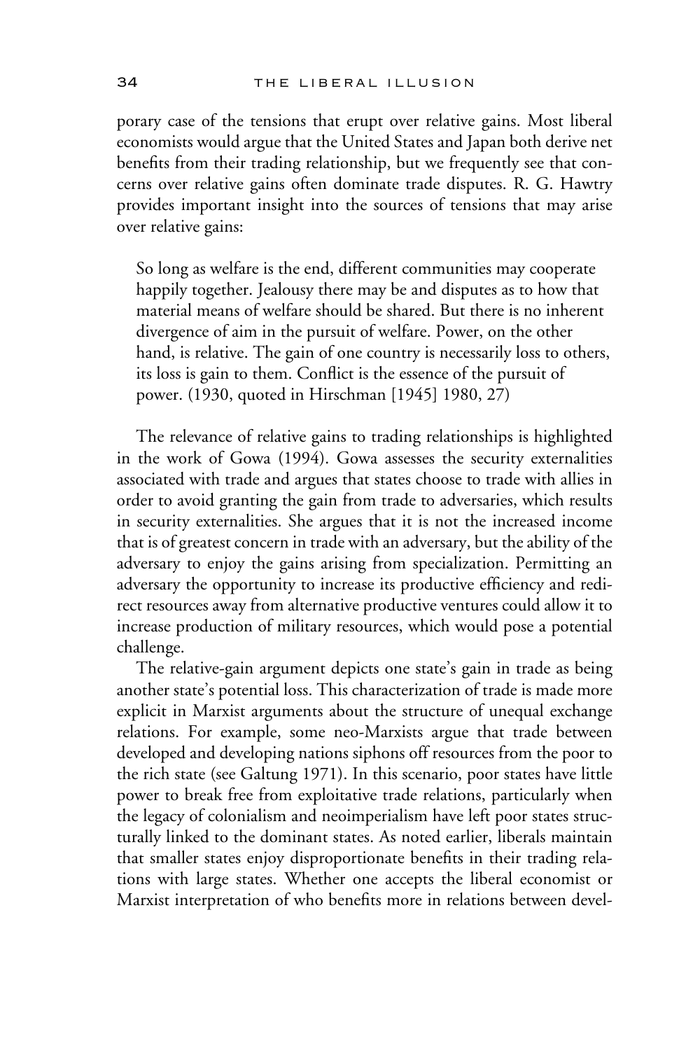porary case of the tensions that erupt over relative gains. Most liberal economists would argue that the United States and Japan both derive net benefits from their trading relationship, but we frequently see that concerns over relative gains often dominate trade disputes. R. G. Hawtry provides important insight into the sources of tensions that may arise over relative gains:

> So long as welfare is the end, different communities may cooperate happily together. Jealousy there may be and disputes as to how that material means of welfare should be shared. But there is no inherent divergence of aim in the pursuit of welfare. Power, on the other hand, is relative. The gain of one country is necessarily loss to others, its loss is gain to them. Conflict is the essence of the pursuit of power. (1930, quoted in Hirschman [1945] 1980, 27)

The relevance of relative gains to trading relationships is highlighted in the work of Gowa (1994). Gowa assesses the security externalities associated with trade and argues that states choose to trade with allies in order to avoid granting the gain from trade to adversaries, which results in security externalities. She argues that it is not the increased income that is of greatest concern in trade with an adversary, but the ability of the adversary to enjoy the gains arising from specialization. Permitting an adversary the opportunity to increase its productive efficiency and redirect resources away from alternative productive ventures could allow it to increase production of military resources, which would pose a potential challenge.

The relative-gain argument depicts one state's gain in trade as being another state's potential loss. This characterization of trade is made more explicit in Marxist arguments about the structure of unequal exchange relations. For example, some neo-Marxists argue that trade between developed and developing nations siphons off resources from the poor to the rich state (see Galtung 1971). In this scenario, poor states have little power to break free from exploitative trade relations, particularly when the legacy of colonialism and neoimperialism have left poor states structurally linked to the dominant states. As noted earlier, liberals maintain that smaller states enjoy disproportionate benefits in their trading relations with large states. Whether one accepts the liberal economist or Marxist interpretation of who benefits more in relations between devel-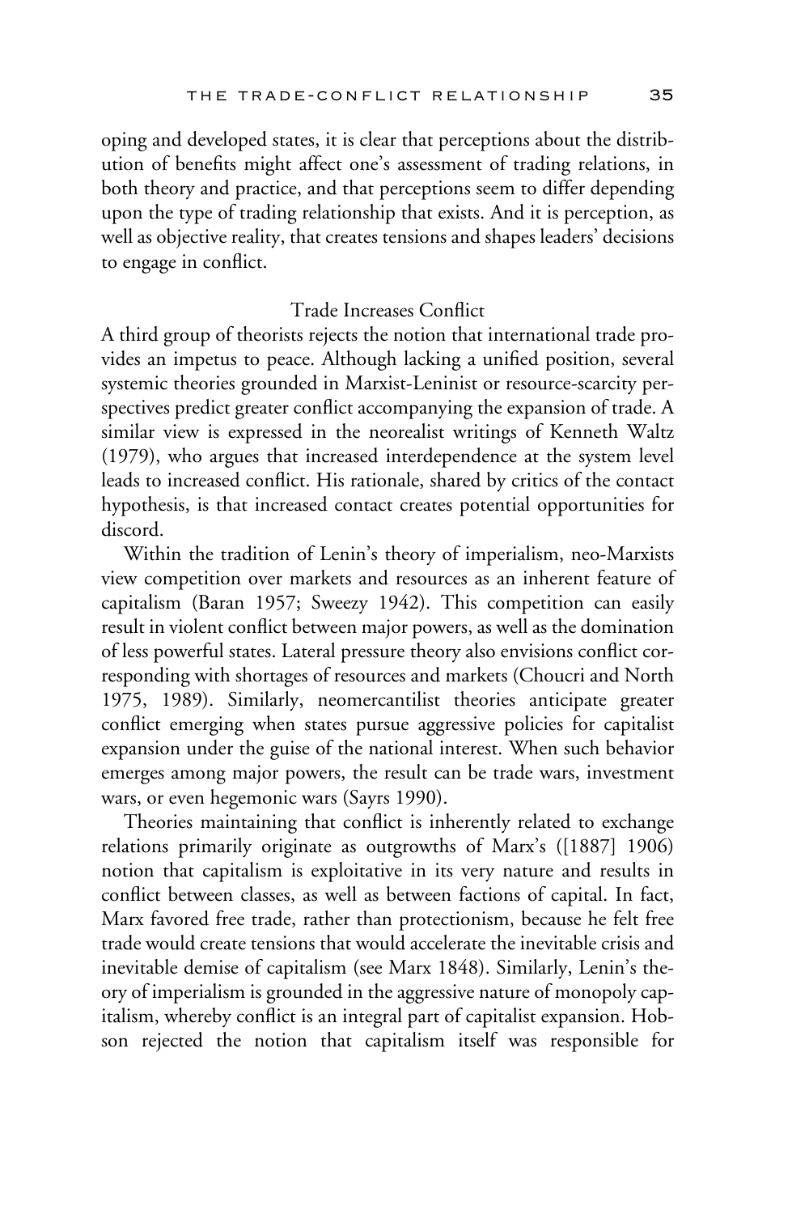oping and developed states, it is clear that perceptions about the distribution of benefits might affect one's assessment of trading relations, in both theory and practice, and that perceptions seem to differ depending upon the type of trading relationship that exists. And it is perception, as well as objective reality, that creates tensions and shapes leaders' decisions to engage in conflict.

### Trade Increases Conflict

A third group of theorists rejects the notion that international trade provides an impetus to peace. Although lacking a unified position, several systemic theories grounded in Marxist-Leninist or resource-scarcity perspectives predict greater conflict accompanying the expansion of trade. A similar view is expressed in the neorealist writings of Kenneth Waltz (1979), who argues that increased interdependence at the system level leads to increased conflict. His rationale, shared by critics of the contact hypothesis, is that increased contact creates potential opportunities for discord.

Within the tradition of Lenin's theory of imperialism, neo-Marxists view competition over markets and resources as an inherent feature of capitalism (Baran 1957; Sweezy 1942). This competition can easily result in violent conflict between major powers, as well as the domination of less powerful states. Lateral pressure theory also envisions conflict corresponding with shortages of resources and markets (Choucri and North 1975, 1989). Similarly, neomercantilist theories anticipate greater conflict emerging when states pursue aggressive policies for capitalist expansion under the guise of the national interest. When such behavior emerges among major powers, the result can be trade wars, investment wars, or even hegemonic wars (Sayrs 1990).

Theories maintaining that conflict is inherently related to exchange relations primarily originate as outgrowths of Marx's ([1887] 1906) notion that capitalism is exploitative in its very nature and results in conflict between classes, as well as between factions of capital. In fact, Marx favored free trade, rather than protectionism, because he felt free trade would create tensions that would accelerate the inevitable crisis and inevitable demise of capitalism (see Marx 1848). Similarly, Lenin's theory of imperialism is grounded in the aggressive nature of monopoly capitalism, whereby conflict is an integral part of capitalist expansion. Hobson rejected the notion that capitalism itself was responsible for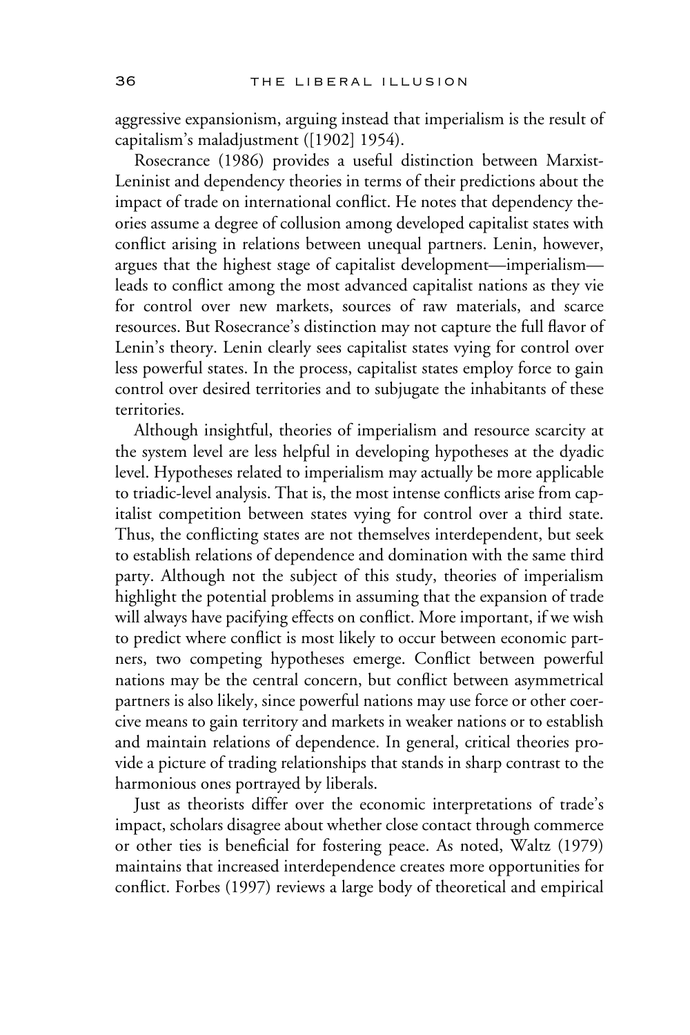aggressive expansionism, arguing instead that imperialism is the result of capitalism's maladjustment ([1902] 1954).

Rosecrance (1986) provides a useful distinction between Marxist-Leninist and dependency theories in terms of their predictions about the impact of trade on international conflict. He notes that dependency theories assume a degree of collusion among developed capitalist states with conflict arising in relations between unequal partners. Lenin, however, argues that the highest stage of capitalist development—imperialism—leads to conflict among the most advanced capitalist nations as they vie for control over new markets, sources of raw materials, and scarce resources. But Rosecrance's distinction may not capture the full flavor of Lenin's theory. Lenin clearly sees capitalist states vying for control over less powerful states. In the process, capitalist states employ force to gain control over desired territories and to subjugate the inhabitants of these territories.

Although insightful, theories of imperialism and resource scarcity at the system level are less helpful in developing hypotheses at the dyadic level. Hypotheses related to imperialism may actually be more applicable to triadic-level analysis. That is, the most intense conflicts arise from capitalist competition between states vying for control over a third state. Thus, the conflicting states are not themselves interdependent, but seek to establish relations of dependence and domination with the same third party. Although not the subject of this study, theories of imperialism highlight the potential problems in assuming that the expansion of trade will always have pacifying effects on conflict. More important, if we wish to predict where conflict is most likely to occur between economic partners, two competing hypotheses emerge. Conflict between powerful nations may be the central concern, but conflict between asymmetrical partners is also likely, since powerful nations may use force or other coercive means to gain territory and markets in weaker nations or to establish and maintain relations of dependence. In general, critical theories provide a picture of trading relationships that stands in sharp contrast to the harmonious ones portrayed by liberals.

Just as theorists differ over the economic interpretations of trade's impact, scholars disagree about whether close contact through commerce or other ties is beneficial for fostering peace. As noted, Waltz (1979) maintains that increased interdependence creates more opportunities for conflict. Forbes (1997) reviews a large body of theoretical and empirical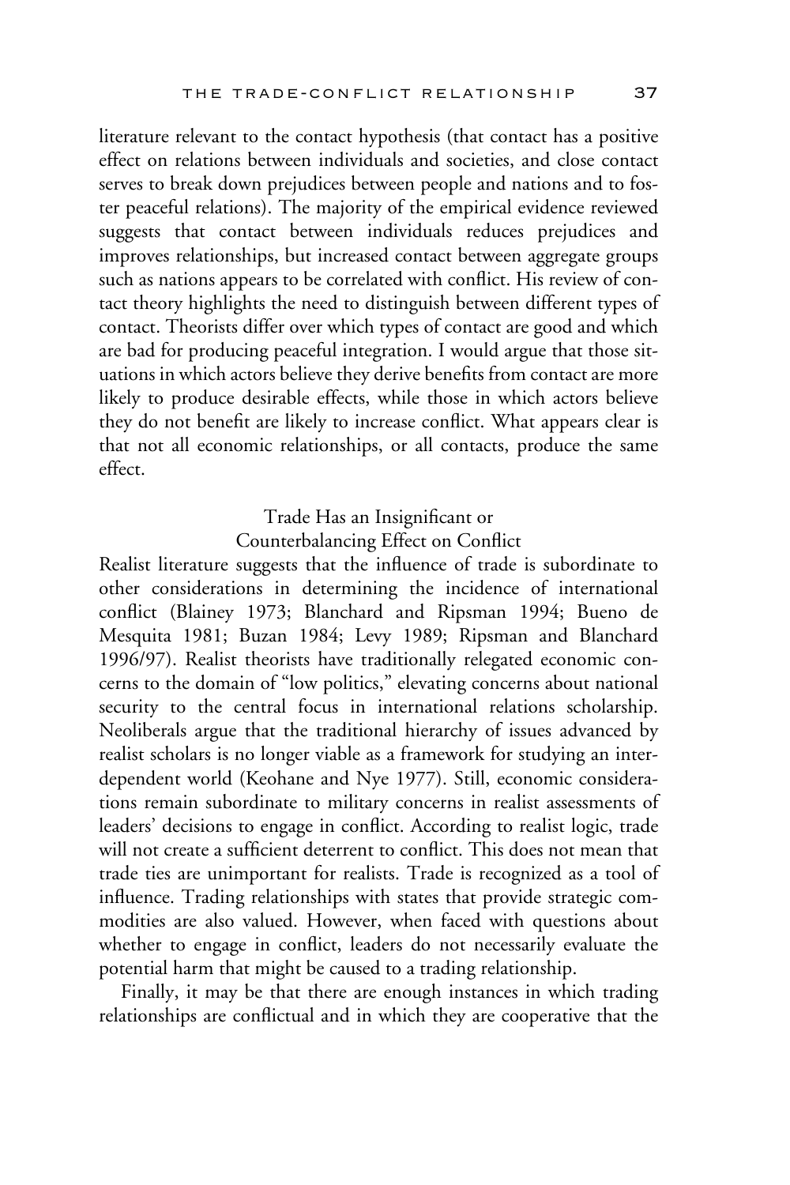literature relevant to the contact hypothesis (that contact has a positive effect on relations between individuals and societies, and close contact serves to break down prejudices between people and nations and to foster peaceful relations). The majority of the empirical evidence reviewed suggests that contact between individuals reduces prejudices and improves relationships, but increased contact between aggregate groups such as nations appears to be correlated with conflict. His review of contact theory highlights the need to distinguish between different types of contact. Theorists differ over which types of contact are good and which are bad for producing peaceful integration. I would argue that those situations in which actors believe they derive benefits from contact are more likely to produce desirable effects, while those in which actors believe they do not benefit are likely to increase conflict. What appears clear is that not all economic relationships, or all contacts, produce the same effect.

### Trade Has an Insignificant or Counterbalancing Effect on Conflict

Realist literature suggests that the influence of trade is subordinate to other considerations in determining the incidence of international conflict (Blainey 1973; Blanchard and Ripsman 1994; Bueno de Mesquita 1981; Buzan 1984; Levy 1989; Ripsman and Blanchard 1996/97). Realist theorists have traditionally relegated economic concerns to the domain of "low politics," elevating concerns about national security to the central focus in international relations scholarship. Neoliberals argue that the traditional hierarchy of issues advanced by realist scholars is no longer viable as a framework for studying an interdependent world (Keohane and Nye 1977). Still, economic considerations remain subordinate to military concerns in realist assessments of leaders' decisions to engage in conflict. According to realist logic, trade will not create a sufficient deterrent to conflict. This does not mean that trade ties are unimportant for realists. Trade is recognized as a tool of influence. Trading relationships with states that provide strategic commodities are also valued. However, when faced with questions about whether to engage in conflict, leaders do not necessarily evaluate the potential harm that might be caused to a trading relationship.

Finally, it may be that there are enough instances in which trading relationships are conflictual and in which they are cooperative that the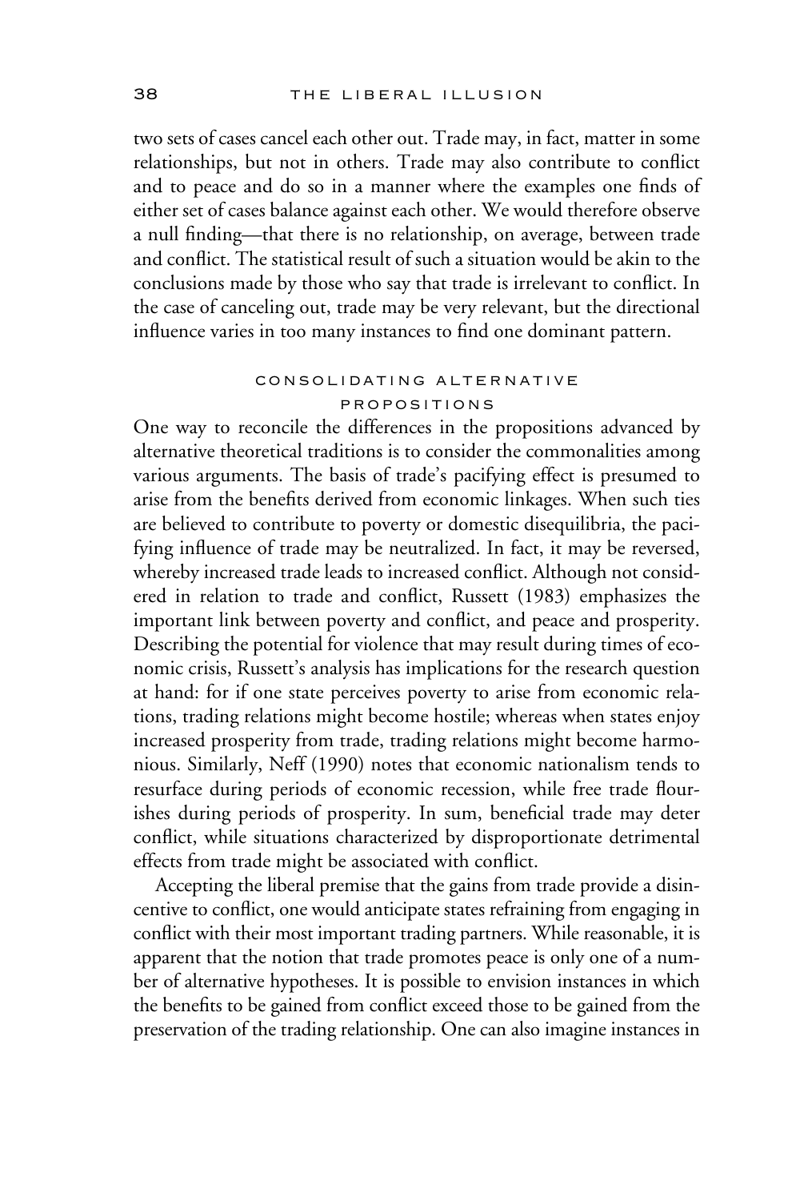two sets of cases cancel each other out. Trade may, in fact, matter in some relationships, but not in others. Trade may also contribute to conflict and to peace and do so in a manner where the examples one finds of either set of cases balance against each other. We would therefore observe a null finding—that there is no relationship, on average, between trade and conflict. The statistical result of such a situation would be akin to the conclusions made by those who say that trade is irrelevant to conflict. In the case of canceling out, trade may be very relevant, but the directional influence varies in too many instances to find one dominant pattern.

## CONSOLIDATING ALTERNATIVE PROPOSITIONS

One way to reconcile the differences in the propositions advanced by alternative theoretical traditions is to consider the commonalities among various arguments. The basis of trade's pacifying effect is presumed to arise from the benefits derived from economic linkages. When such ties are believed to contribute to poverty or domestic disequilibria, the pacifying influence of trade may be neutralized. In fact, it may be reversed, whereby increased trade leads to increased conflict. Although not considered in relation to trade and conflict, Russett (1983) emphasizes the important link between poverty and conflict, and peace and prosperity. Describing the potential for violence that may result during times of economic crisis, Russett's analysis has implications for the research question at hand: for if one state perceives poverty to arise from economic relations, trading relations might become hostile; whereas when states enjoy increased prosperity from trade, trading relations might become harmonious. Similarly, Neff (1990) notes that economic nationalism tends to resurface during periods of economic recession, while free trade flourishes during periods of prosperity. In sum, beneficial trade may deter conflict, while situations characterized by disproportionate detrimental effects from trade might be associated with conflict.

Accepting the liberal premise that the gains from trade provide a disincentive to conflict, one would anticipate states refraining from engaging in conflict with their most important trading partners. While reasonable, it is apparent that the notion that trade promotes peace is only one of a number of alternative hypotheses. It is possible to envision instances in which the benefits to be gained from conflict exceed those to be gained from the preservation of the trading relationship. One can also imagine instances in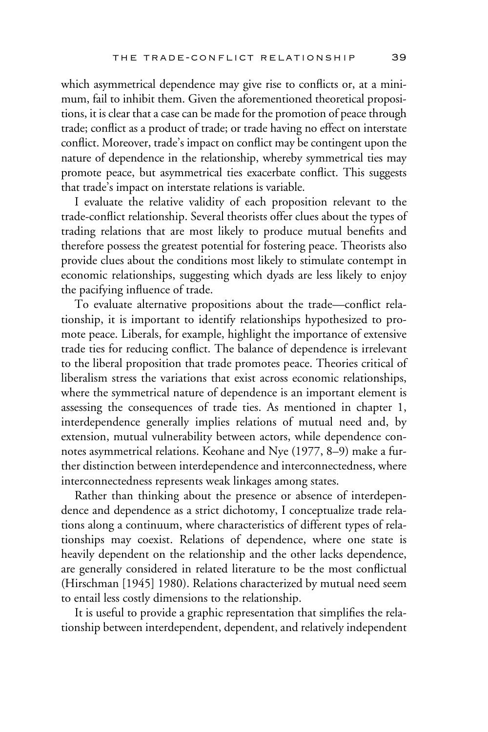which asymmetrical dependence may give rise to conflicts or, at a minimum, fail to inhibit them. Given the aforementioned theoretical propositions, it is clear that a case can be made for the promotion of peace through trade; conflict as a product of trade; or trade having no effect on interstate conflict. Moreover, trade's impact on conflict may be contingent upon the nature of dependence in the relationship, whereby symmetrical ties may promote peace, but asymmetrical ties exacerbate conflict. This suggests that trade's impact on interstate relations is variable.

I evaluate the relative validity of each proposition relevant to the trade-conflict relationship. Several theorists offer clues about the types of trading relations that are most likely to produce mutual benefits and therefore possess the greatest potential for fostering peace. Theorists also provide clues about the conditions most likely to stimulate contempt in economic relationships, suggesting which dyads are less likely to enjoy the pacifying influence of trade.

To evaluate alternative propositions about the trade—conflict relationship, it is important to identify relationships hypothesized to promote peace. Liberals, for example, highlight the importance of extensive trade ties for reducing conflict. The balance of dependence is irrelevant to the liberal proposition that trade promotes peace. Theories critical of liberalism stress the variations that exist across economic relationships, where the symmetrical nature of dependence is an important element is assessing the consequences of trade ties. As mentioned in chapter 1, interdependence generally implies relations of mutual need and, by extension, mutual vulnerability between actors, while dependence connotes asymmetrical relations. Keohane and Nye (1977, 8–9) make a further distinction between interdependence and interconnectedness, where interconnectedness represents weak linkages among states.

Rather than thinking about the presence or absence of interdependence and dependence as a strict dichotomy, I conceptualize trade relations along a continuum, where characteristics of different types of relationships may coexist. Relations of dependence, where one state is heavily dependent on the relationship and the other lacks dependence, are generally considered in related literature to be the most conflictual (Hirschman [1945] 1980). Relations characterized by mutual need seem to entail less costly dimensions to the relationship.

It is useful to provide a graphic representation that simplifies the relationship between interdependent, dependent, and relatively independent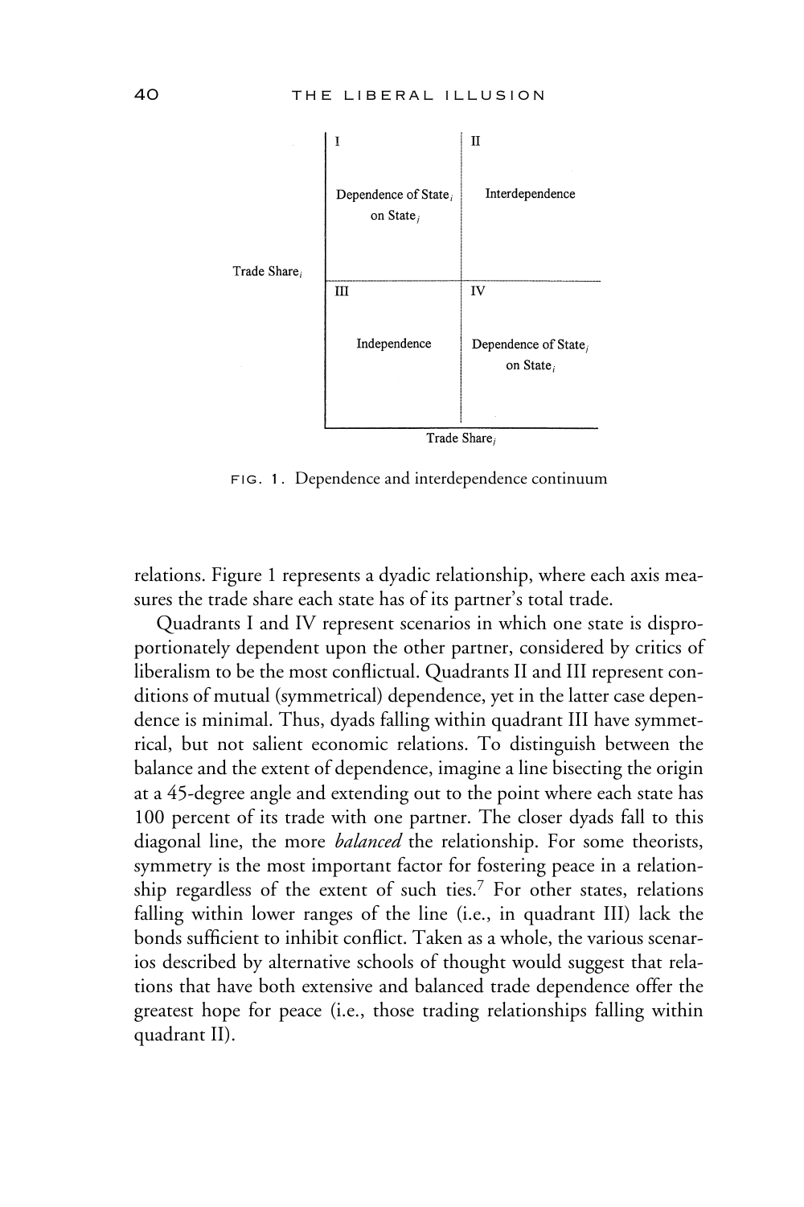| | |
|---|---|
| I<br><br>Dependence of State$_i$ on State$_j$ | II<br><br>Interdependence |
| III<br><br>Independence | IV<br><br>Dependence of State$_j$ on State$_i$ |

Trade Share$_i$ (vertical axis); Trade Share$_j$ (horizontal axis)

FIG. 1. Dependence and interdependence continuum

relations. Figure 1 represents a dyadic relationship, where each axis measures the trade share each state has of its partner's total trade.

Quadrants I and IV represent scenarios in which one state is disproportionately dependent upon the other partner, considered by critics of liberalism to be the most conflictual. Quadrants II and III represent conditions of mutual (symmetrical) dependence, yet in the latter case dependence is minimal. Thus, dyads falling within quadrant III have symmetrical, but not salient economic relations. To distinguish between the balance and the extent of dependence, imagine a line bisecting the origin at a 45-degree angle and extending out to the point where each state has 100 percent of its trade with one partner. The closer dyads fall to this diagonal line, the more *balanced* the relationship. For some theorists, symmetry is the most important factor for fostering peace in a relationship regardless of the extent of such ties.[7] For other states, relations falling within lower ranges of the line (i.e., in quadrant III) lack the bonds sufficient to inhibit conflict. Taken as a whole, the various scenarios described by alternative schools of thought would suggest that relations that have both extensive and balanced trade dependence offer the greatest hope for peace (i.e., those trading relationships falling within quadrant II).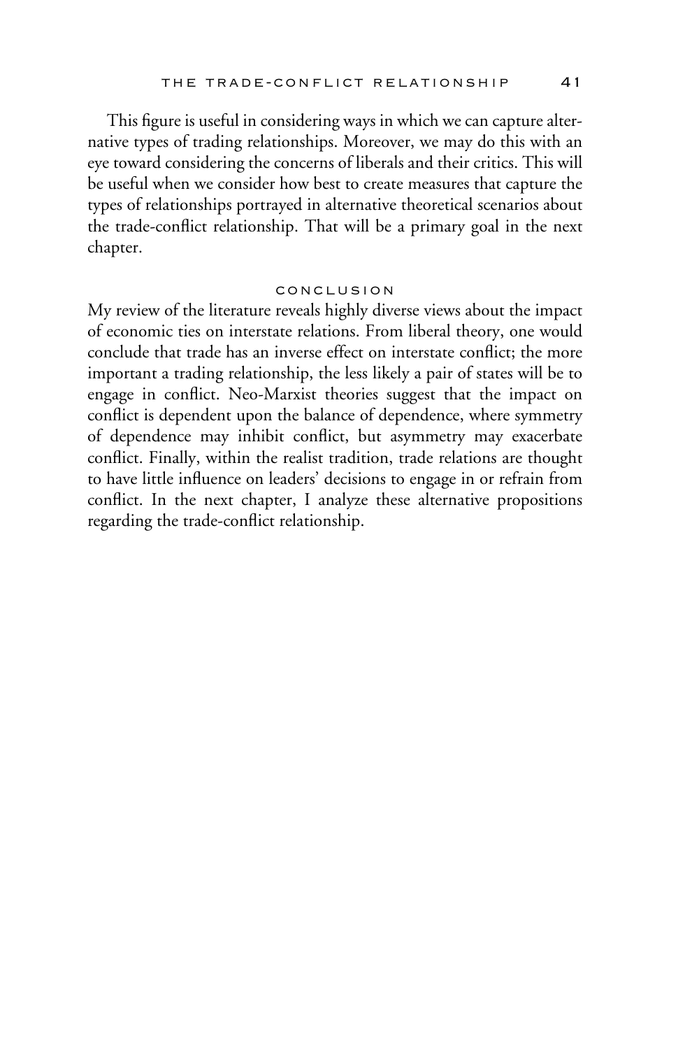This figure is useful in considering ways in which we can capture alternative types of trading relationships. Moreover, we may do this with an eye toward considering the concerns of liberals and their critics. This will be useful when we consider how best to create measures that capture the types of relationships portrayed in alternative theoretical scenarios about the trade-conflict relationship. That will be a primary goal in the next chapter.

## CONCLUSION

My review of the literature reveals highly diverse views about the impact of economic ties on interstate relations. From liberal theory, one would conclude that trade has an inverse effect on interstate conflict; the more important a trading relationship, the less likely a pair of states will be to engage in conflict. Neo-Marxist theories suggest that the impact on conflict is dependent upon the balance of dependence, where symmetry of dependence may inhibit conflict, but asymmetry may exacerbate conflict. Finally, within the realist tradition, trade relations are thought to have little influence on leaders' decisions to engage in or refrain from conflict. In the next chapter, I analyze these alternative propositions regarding the trade-conflict relationship.